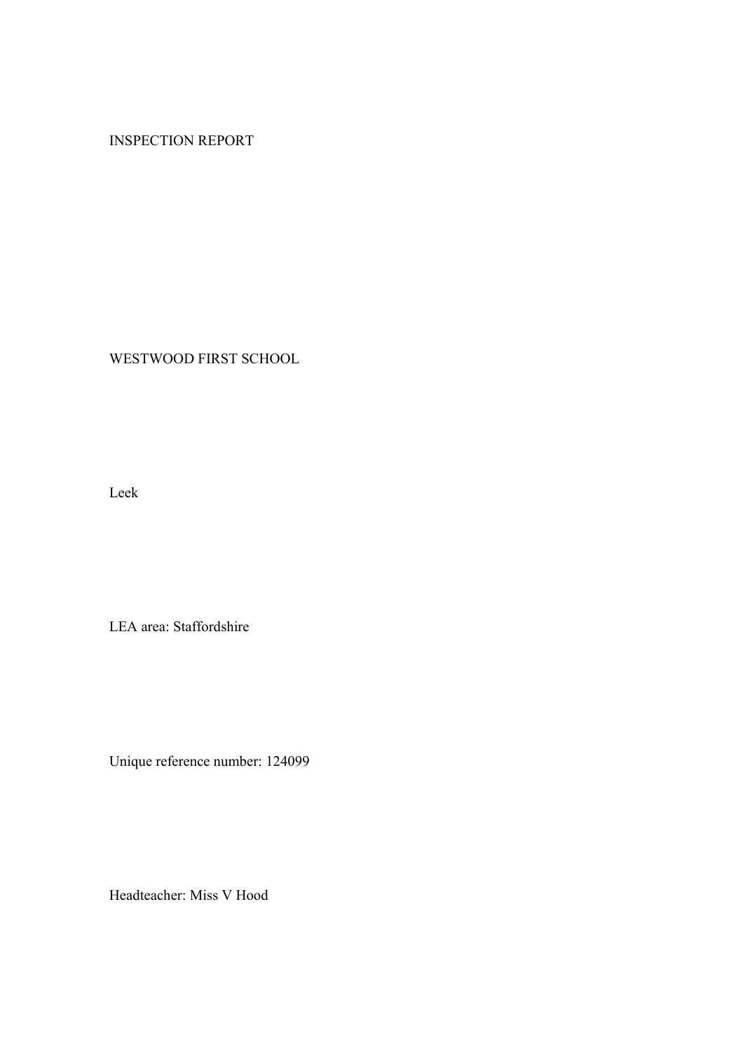INSPECTION REPORT

WESTWOOD FIRST SCHOOL

Leek

LEA area: Staffordshire

Unique reference number: 124099

Headteacher: Miss V Hood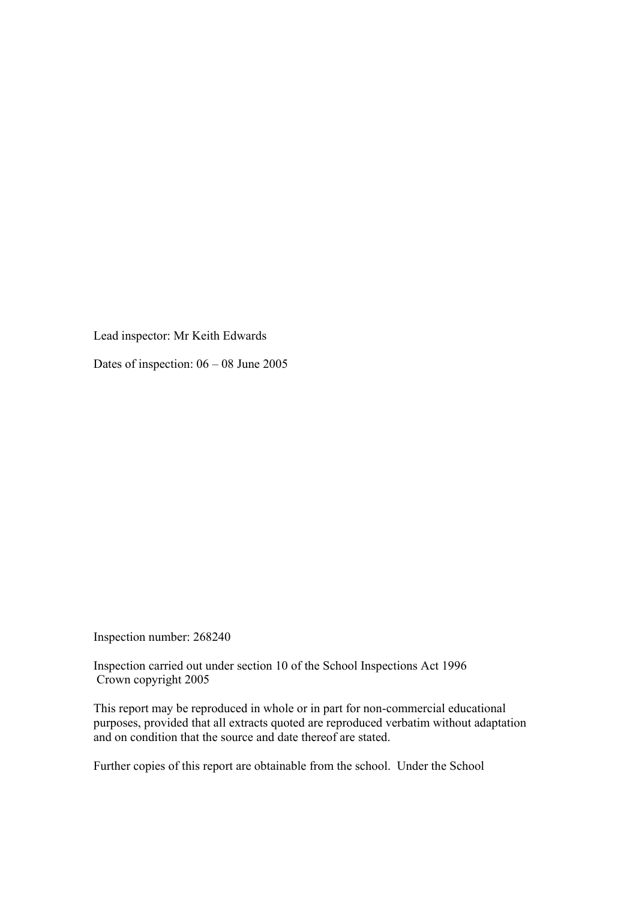Lead inspector: Mr Keith Edwards

Dates of inspection: 06 – 08 June 2005

Inspection number: 268240

Inspection carried out under section 10 of the School Inspections Act 1996
Crown copyright 2005

This report may be reproduced in whole or in part for non-commercial educational purposes, provided that all extracts quoted are reproduced verbatim without adaptation and on condition that the source and date thereof are stated.

Further copies of this report are obtainable from the school. Under the School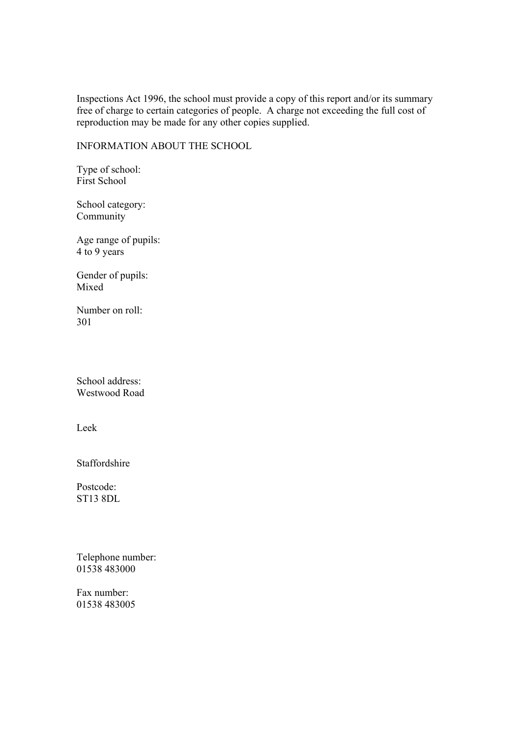Inspections Act 1996, the school must provide a copy of this report and/or its summary free of charge to certain categories of people. A charge not exceeding the full cost of reproduction may be made for any other copies supplied.

INFORMATION ABOUT THE SCHOOL

Type of school:
First School

School category:
Community

Age range of pupils:
4 to 9 years

Gender of pupils:
Mixed

Number on roll:
301

School address:
Westwood Road

Leek

Staffordshire

Postcode:
ST13 8DL

Telephone number:
01538 483000

Fax number:
01538 483005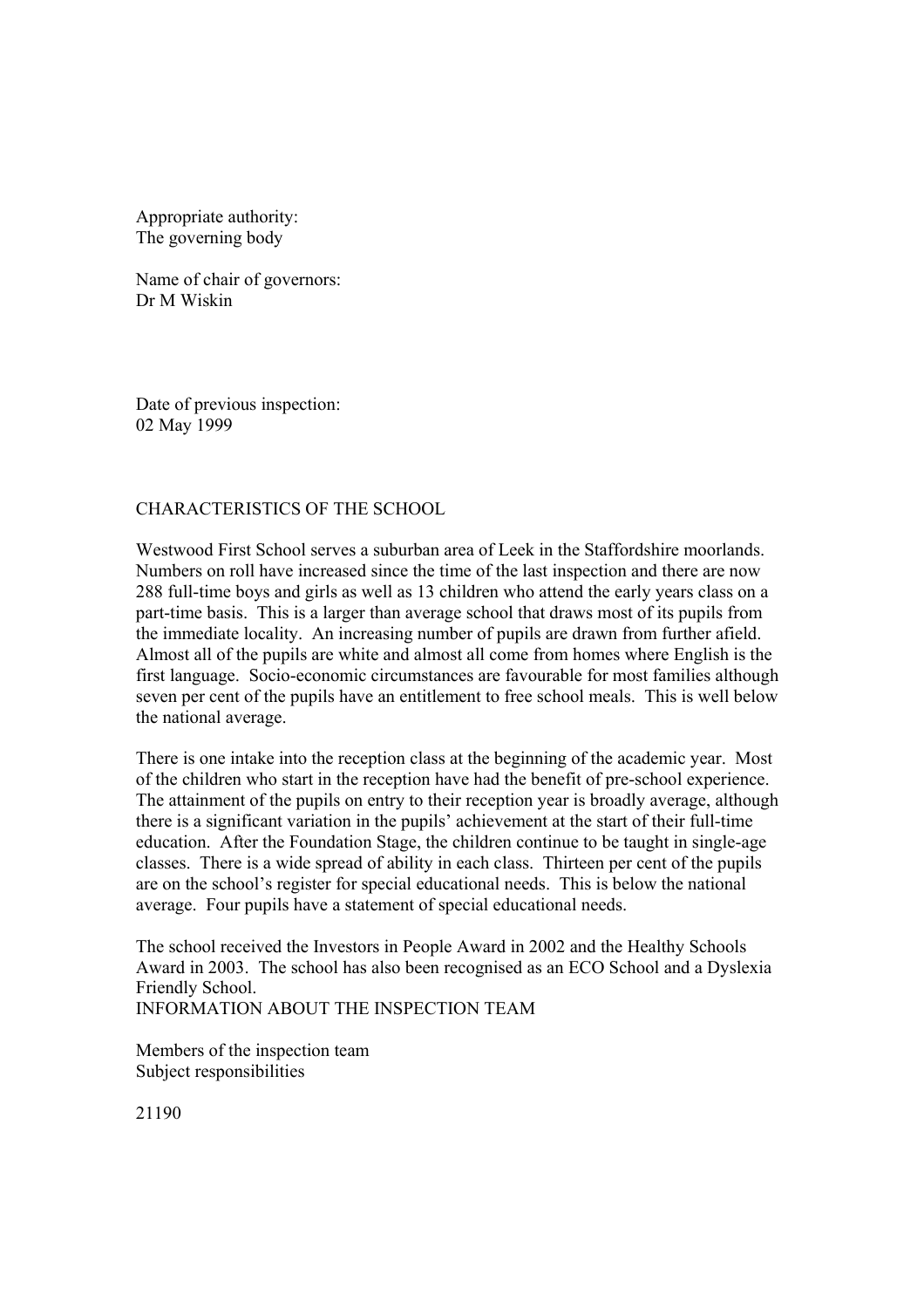Appropriate authority:
The governing body

Name of chair of governors:
Dr M Wiskin

Date of previous inspection:
02 May 1999

## CHARACTERISTICS OF THE SCHOOL

Westwood First School serves a suburban area of Leek in the Staffordshire moorlands. Numbers on roll have increased since the time of the last inspection and there are now 288 full-time boys and girls as well as 13 children who attend the early years class on a part-time basis. This is a larger than average school that draws most of its pupils from the immediate locality. An increasing number of pupils are drawn from further afield. Almost all of the pupils are white and almost all come from homes where English is the first language. Socio-economic circumstances are favourable for most families although seven per cent of the pupils have an entitlement to free school meals. This is well below the national average.

There is one intake into the reception class at the beginning of the academic year. Most of the children who start in the reception have had the benefit of pre-school experience. The attainment of the pupils on entry to their reception year is broadly average, although there is a significant variation in the pupils' achievement at the start of their full-time education. After the Foundation Stage, the children continue to be taught in single-age classes. There is a wide spread of ability in each class. Thirteen per cent of the pupils are on the school's register for special educational needs. This is below the national average. Four pupils have a statement of special educational needs.

The school received the Investors in People Award in 2002 and the Healthy Schools Award in 2003. The school has also been recognised as an ECO School and a Dyslexia Friendly School.

## INFORMATION ABOUT THE INSPECTION TEAM

Members of the inspection team
Subject responsibilities

21190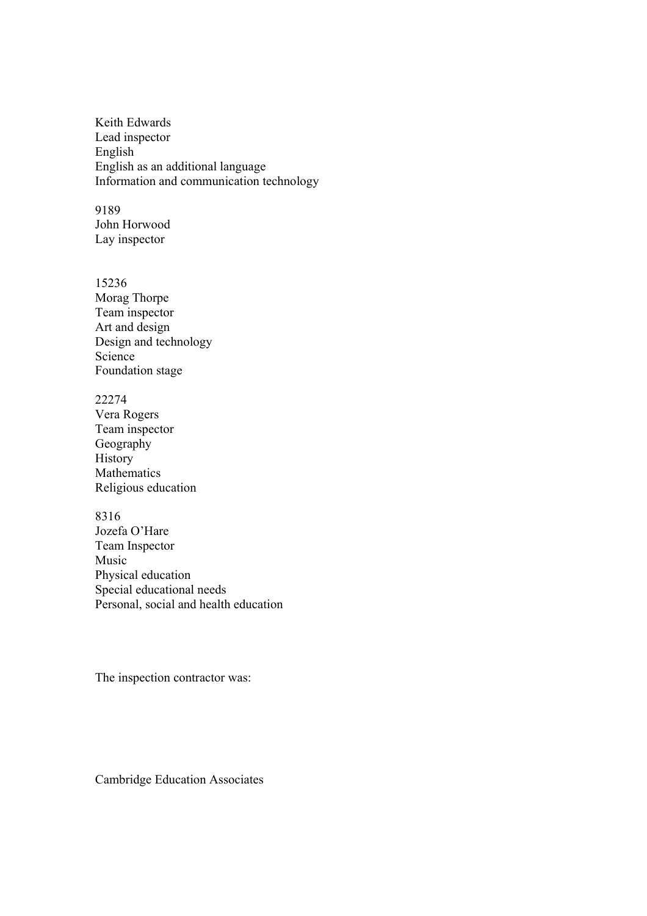Keith Edwards
Lead inspector
English
English as an additional language
Information and communication technology

9189
John Horwood
Lay inspector

15236
Morag Thorpe
Team inspector
Art and design
Design and technology
Science
Foundation stage

22274
Vera Rogers
Team inspector
Geography
History
Mathematics
Religious education

8316
Jozefa O'Hare
Team Inspector
Music
Physical education
Special educational needs
Personal, social and health education

The inspection contractor was:

Cambridge Education Associates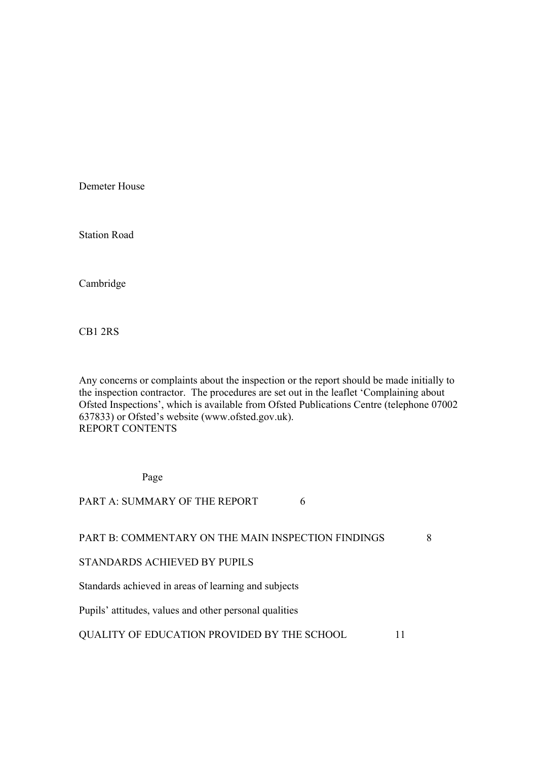Demeter House

Station Road

Cambridge

CB1 2RS

Any concerns or complaints about the inspection or the report should be made initially to the inspection contractor. The procedures are set out in the leaflet 'Complaining about Ofsted Inspections', which is available from Ofsted Publications Centre (telephone 07002 637833) or Ofsted's website (www.ofsted.gov.uk).

## REPORT CONTENTS

| | Page |
|---|---|
| PART A: SUMMARY OF THE REPORT | 6 |
| PART B: COMMENTARY ON THE MAIN INSPECTION FINDINGS | 8 |
| STANDARDS ACHIEVED BY PUPILS | |
| Standards achieved in areas of learning and subjects | |
| Pupils' attitudes, values and other personal qualities | |
| QUALITY OF EDUCATION PROVIDED BY THE SCHOOL | 11 |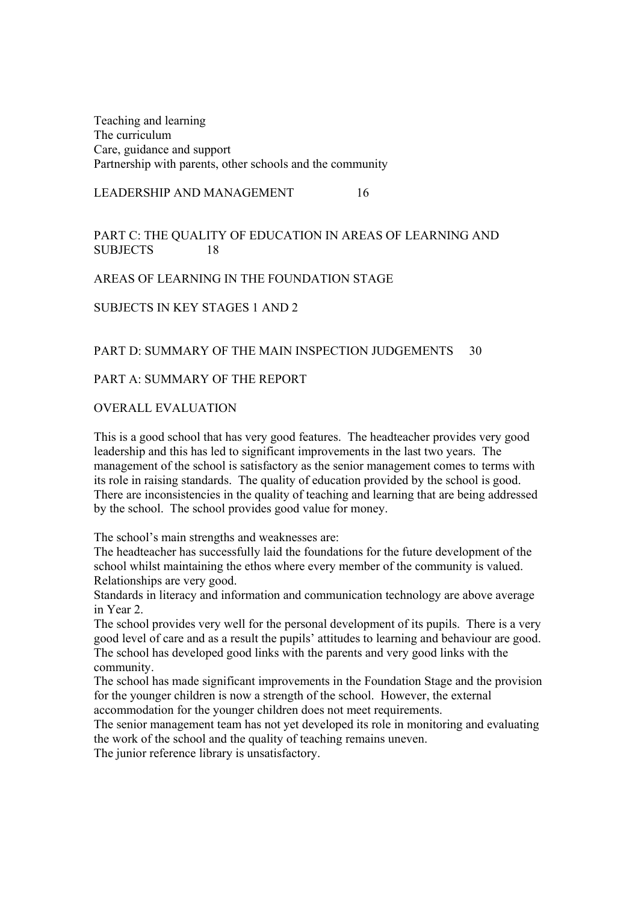Teaching and learning
The curriculum
Care, guidance and support
Partnership with parents, other schools and the community

LEADERSHIP AND MANAGEMENT 16

PART C: THE QUALITY OF EDUCATION IN AREAS OF LEARNING AND SUBJECTS 18

AREAS OF LEARNING IN THE FOUNDATION STAGE

SUBJECTS IN KEY STAGES 1 AND 2

PART D: SUMMARY OF THE MAIN INSPECTION JUDGEMENTS 30

## PART A: SUMMARY OF THE REPORT

### OVERALL EVALUATION

This is a good school that has very good features. The headteacher provides very good leadership and this has led to significant improvements in the last two years. The management of the school is satisfactory as the senior management comes to terms with its role in raising standards. The quality of education provided by the school is good. There are inconsistencies in the quality of teaching and learning that are being addressed by the school. The school provides good value for money.

The school's main strengths and weaknesses are:

- The headteacher has successfully laid the foundations for the future development of the school whilst maintaining the ethos where every member of the community is valued. Relationships are very good.
- Standards in literacy and information and communication technology are above average in Year 2.
- The school provides very well for the personal development of its pupils. There is a very good level of care and as a result the pupils' attitudes to learning and behaviour are good.
- The school has developed good links with the parents and very good links with the community.
- The school has made significant improvements in the Foundation Stage and the provision for the younger children is now a strength of the school. However, the external accommodation for the younger children does not meet requirements.
- The senior management team has not yet developed its role in monitoring and evaluating the work of the school and the quality of teaching remains uneven.
- The junior reference library is unsatisfactory.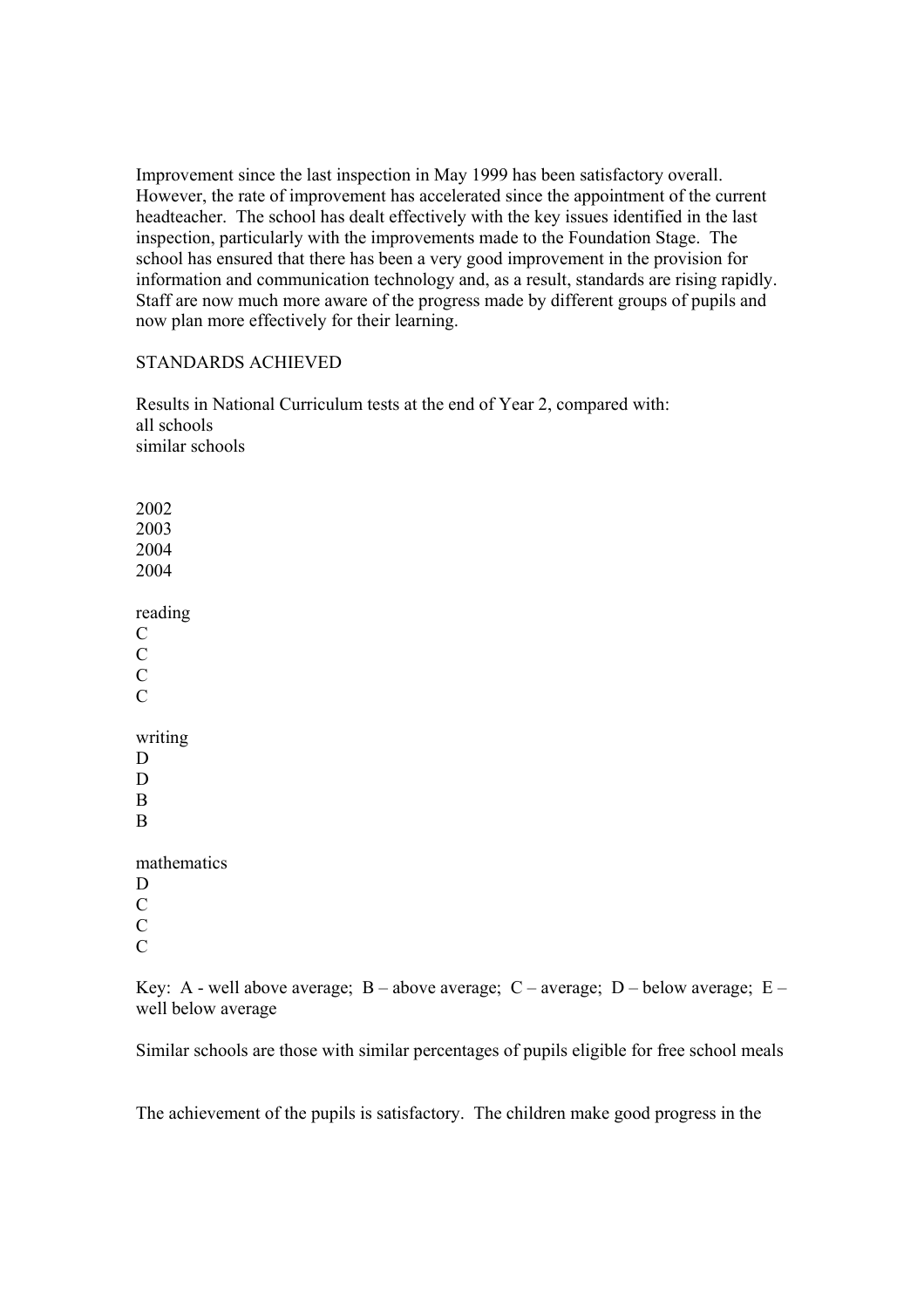Improvement since the last inspection in May 1999 has been satisfactory overall. However, the rate of improvement has accelerated since the appointment of the current headteacher. The school has dealt effectively with the key issues identified in the last inspection, particularly with the improvements made to the Foundation Stage. The school has ensured that there has been a very good improvement in the provision for information and communication technology and, as a result, standards are rising rapidly. Staff are now much more aware of the progress made by different groups of pupils and now plan more effectively for their learning.

## STANDARDS ACHIEVED

| Results in National Curriculum tests at the end of Year 2, compared with: | all schools | | | similar schools |
|---|---|---|---|---|
| | 2002 | 2003 | 2004 | 2004 |
| reading | C | C | C | C |
| writing | D | D | B | B |
| mathematics | D | C | C | C |

Key: A - well above average; B – above average; C – average; D – below average; E – well below average

Similar schools are those with similar percentages of pupils eligible for free school meals

The achievement of the pupils is satisfactory. The children make good progress in the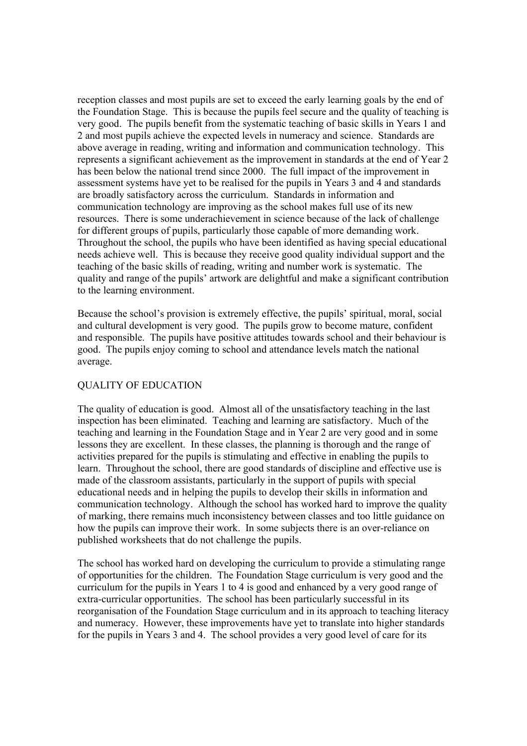reception classes and most pupils are set to exceed the early learning goals by the end of the Foundation Stage. This is because the pupils feel secure and the quality of teaching is very good. The pupils benefit from the systematic teaching of basic skills in Years 1 and 2 and most pupils achieve the expected levels in numeracy and science. Standards are above average in reading, writing and information and communication technology. This represents a significant achievement as the improvement in standards at the end of Year 2 has been below the national trend since 2000. The full impact of the improvement in assessment systems have yet to be realised for the pupils in Years 3 and 4 and standards are broadly satisfactory across the curriculum. Standards in information and communication technology are improving as the school makes full use of its new resources. There is some underachievement in science because of the lack of challenge for different groups of pupils, particularly those capable of more demanding work. Throughout the school, the pupils who have been identified as having special educational needs achieve well. This is because they receive good quality individual support and the teaching of the basic skills of reading, writing and number work is systematic. The quality and range of the pupils' artwork are delightful and make a significant contribution to the learning environment.

Because the school's provision is extremely effective, the pupils' spiritual, moral, social and cultural development is very good. The pupils grow to become mature, confident and responsible. The pupils have positive attitudes towards school and their behaviour is good. The pupils enjoy coming to school and attendance levels match the national average.

## QUALITY OF EDUCATION

The quality of education is good. Almost all of the unsatisfactory teaching in the last inspection has been eliminated. Teaching and learning are satisfactory. Much of the teaching and learning in the Foundation Stage and in Year 2 are very good and in some lessons they are excellent. In these classes, the planning is thorough and the range of activities prepared for the pupils is stimulating and effective in enabling the pupils to learn. Throughout the school, there are good standards of discipline and effective use is made of the classroom assistants, particularly in the support of pupils with special educational needs and in helping the pupils to develop their skills in information and communication technology. Although the school has worked hard to improve the quality of marking, there remains much inconsistency between classes and too little guidance on how the pupils can improve their work. In some subjects there is an over-reliance on published worksheets that do not challenge the pupils.

The school has worked hard on developing the curriculum to provide a stimulating range of opportunities for the children. The Foundation Stage curriculum is very good and the curriculum for the pupils in Years 1 to 4 is good and enhanced by a very good range of extra-curricular opportunities. The school has been particularly successful in its reorganisation of the Foundation Stage curriculum and in its approach to teaching literacy and numeracy. However, these improvements have yet to translate into higher standards for the pupils in Years 3 and 4. The school provides a very good level of care for its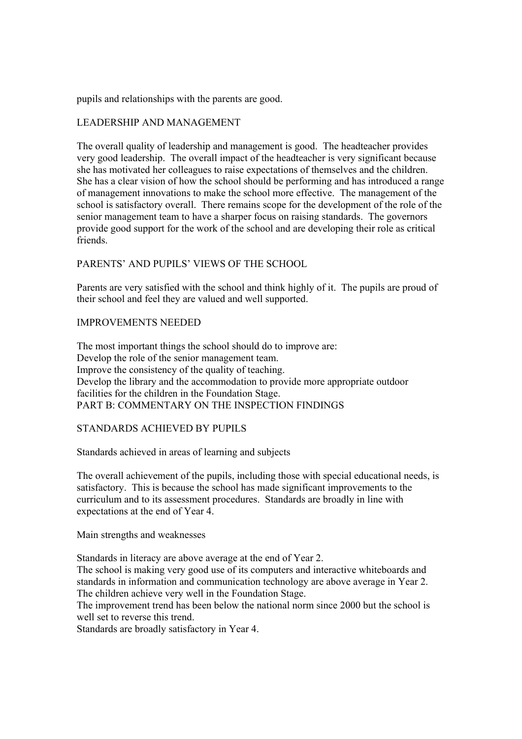pupils and relationships with the parents are good.

## LEADERSHIP AND MANAGEMENT

The overall quality of leadership and management is good. The headteacher provides very good leadership. The overall impact of the headteacher is very significant because she has motivated her colleagues to raise expectations of themselves and the children. She has a clear vision of how the school should be performing and has introduced a range of management innovations to make the school more effective. The management of the school is satisfactory overall. There remains scope for the development of the role of the senior management team to have a sharper focus on raising standards. The governors provide good support for the work of the school and are developing their role as critical friends.

## PARENTS' AND PUPILS' VIEWS OF THE SCHOOL

Parents are very satisfied with the school and think highly of it. The pupils are proud of their school and feel they are valued and well supported.

## IMPROVEMENTS NEEDED

The most important things the school should do to improve are:

- Develop the role of the senior management team.
- Improve the consistency of the quality of teaching.
- Develop the library and the accommodation to provide more appropriate outdoor facilities for the children in the Foundation Stage.

# PART B: COMMENTARY ON THE INSPECTION FINDINGS

## STANDARDS ACHIEVED BY PUPILS

### Standards achieved in areas of learning and subjects

The overall achievement of the pupils, including those with special educational needs, is satisfactory. This is because the school has made significant improvements to the curriculum and to its assessment procedures. Standards are broadly in line with expectations at the end of Year 4.

#### Main strengths and weaknesses

- Standards in literacy are above average at the end of Year 2.
- The school is making very good use of its computers and interactive whiteboards and standards in information and communication technology are above average in Year 2.
- The children achieve very well in the Foundation Stage.
- The improvement trend has been below the national norm since 2000 but the school is well set to reverse this trend.
- Standards are broadly satisfactory in Year 4.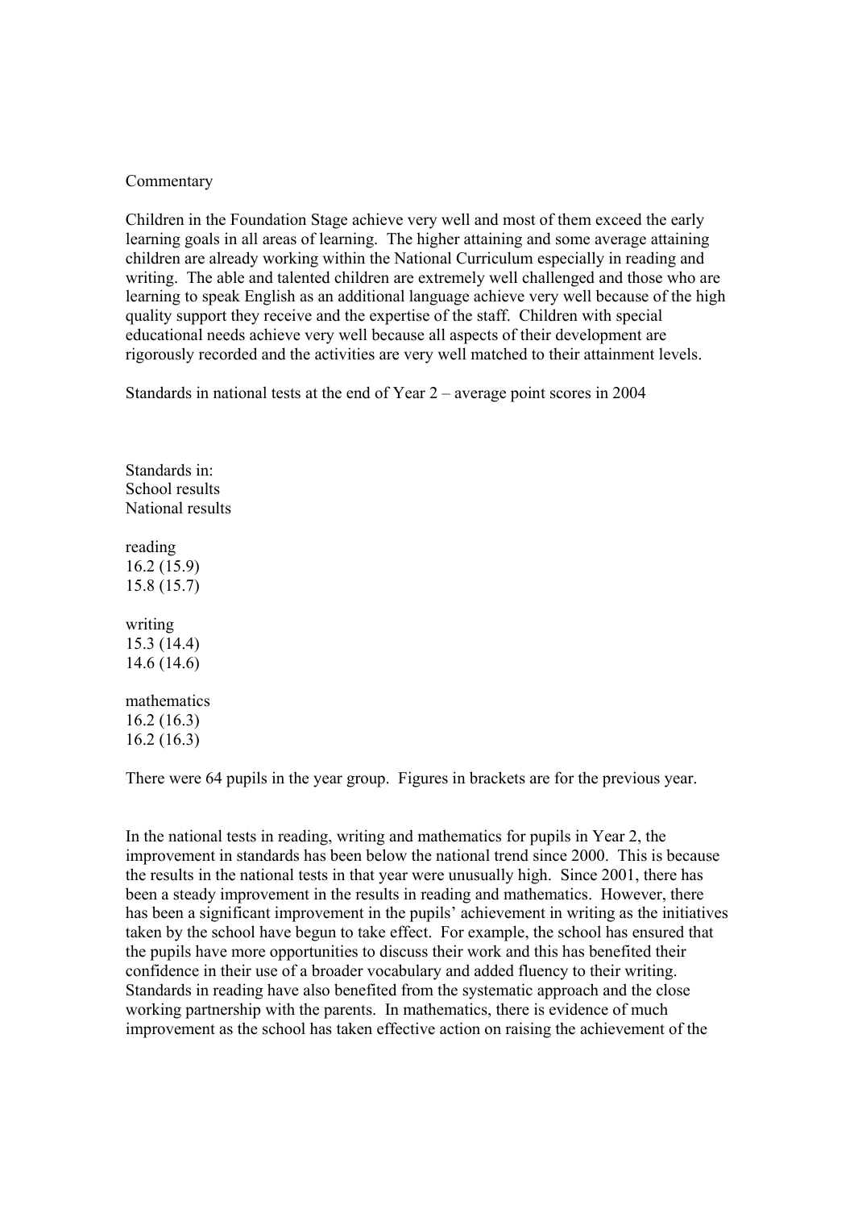Commentary

Children in the Foundation Stage achieve very well and most of them exceed the early learning goals in all areas of learning. The higher attaining and some average attaining children are already working within the National Curriculum especially in reading and writing. The able and talented children are extremely well challenged and those who are learning to speak English as an additional language achieve very well because of the high quality support they receive and the expertise of the staff. Children with special educational needs achieve very well because all aspects of their development are rigorously recorded and the activities are very well matched to their attainment levels.

Standards in national tests at the end of Year 2 – average point scores in 2004

| Standards in: | School results | National results |
|---|---|---|
| reading | 16.2 (15.9) | 15.8 (15.7) |
| writing | 15.3 (14.4) | 14.6 (14.6) |
| mathematics | 16.2 (16.3) | 16.2 (16.3) |

There were 64 pupils in the year group. Figures in brackets are for the previous year.

In the national tests in reading, writing and mathematics for pupils in Year 2, the improvement in standards has been below the national trend since 2000. This is because the results in the national tests in that year were unusually high. Since 2001, there has been a steady improvement in the results in reading and mathematics. However, there has been a significant improvement in the pupils' achievement in writing as the initiatives taken by the school have begun to take effect. For example, the school has ensured that the pupils have more opportunities to discuss their work and this has benefited their confidence in their use of a broader vocabulary and added fluency to their writing. Standards in reading have also benefited from the systematic approach and the close working partnership with the parents. In mathematics, there is evidence of much improvement as the school has taken effective action on raising the achievement of the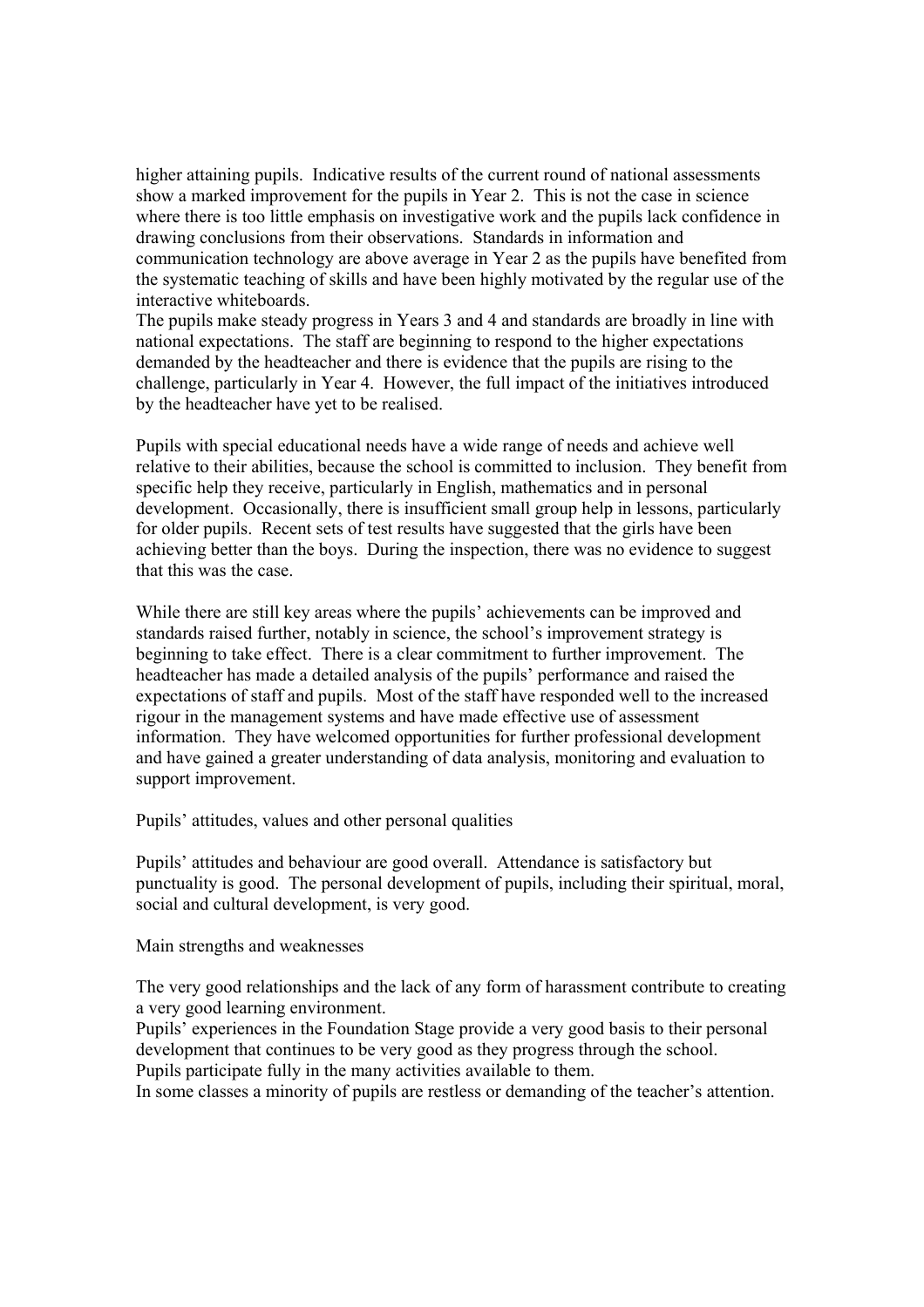higher attaining pupils. Indicative results of the current round of national assessments show a marked improvement for the pupils in Year 2. This is not the case in science where there is too little emphasis on investigative work and the pupils lack confidence in drawing conclusions from their observations. Standards in information and communication technology are above average in Year 2 as the pupils have benefited from the systematic teaching of skills and have been highly motivated by the regular use of the interactive whiteboards.

The pupils make steady progress in Years 3 and 4 and standards are broadly in line with national expectations. The staff are beginning to respond to the higher expectations demanded by the headteacher and there is evidence that the pupils are rising to the challenge, particularly in Year 4. However, the full impact of the initiatives introduced by the headteacher have yet to be realised.

Pupils with special educational needs have a wide range of needs and achieve well relative to their abilities, because the school is committed to inclusion. They benefit from specific help they receive, particularly in English, mathematics and in personal development. Occasionally, there is insufficient small group help in lessons, particularly for older pupils. Recent sets of test results have suggested that the girls have been achieving better than the boys. During the inspection, there was no evidence to suggest that this was the case.

While there are still key areas where the pupils' achievements can be improved and standards raised further, notably in science, the school's improvement strategy is beginning to take effect. There is a clear commitment to further improvement. The headteacher has made a detailed analysis of the pupils' performance and raised the expectations of staff and pupils. Most of the staff have responded well to the increased rigour in the management systems and have made effective use of assessment information. They have welcomed opportunities for further professional development and have gained a greater understanding of data analysis, monitoring and evaluation to support improvement.

## Pupils' attitudes, values and other personal qualities

Pupils' attitudes and behaviour are good overall. Attendance is satisfactory but punctuality is good. The personal development of pupils, including their spiritual, moral, social and cultural development, is very good.

### Main strengths and weaknesses

- The very good relationships and the lack of any form of harassment contribute to creating a very good learning environment.
- Pupils' experiences in the Foundation Stage provide a very good basis to their personal development that continues to be very good as they progress through the school.
- Pupils participate fully in the many activities available to them.
- In some classes a minority of pupils are restless or demanding of the teacher's attention.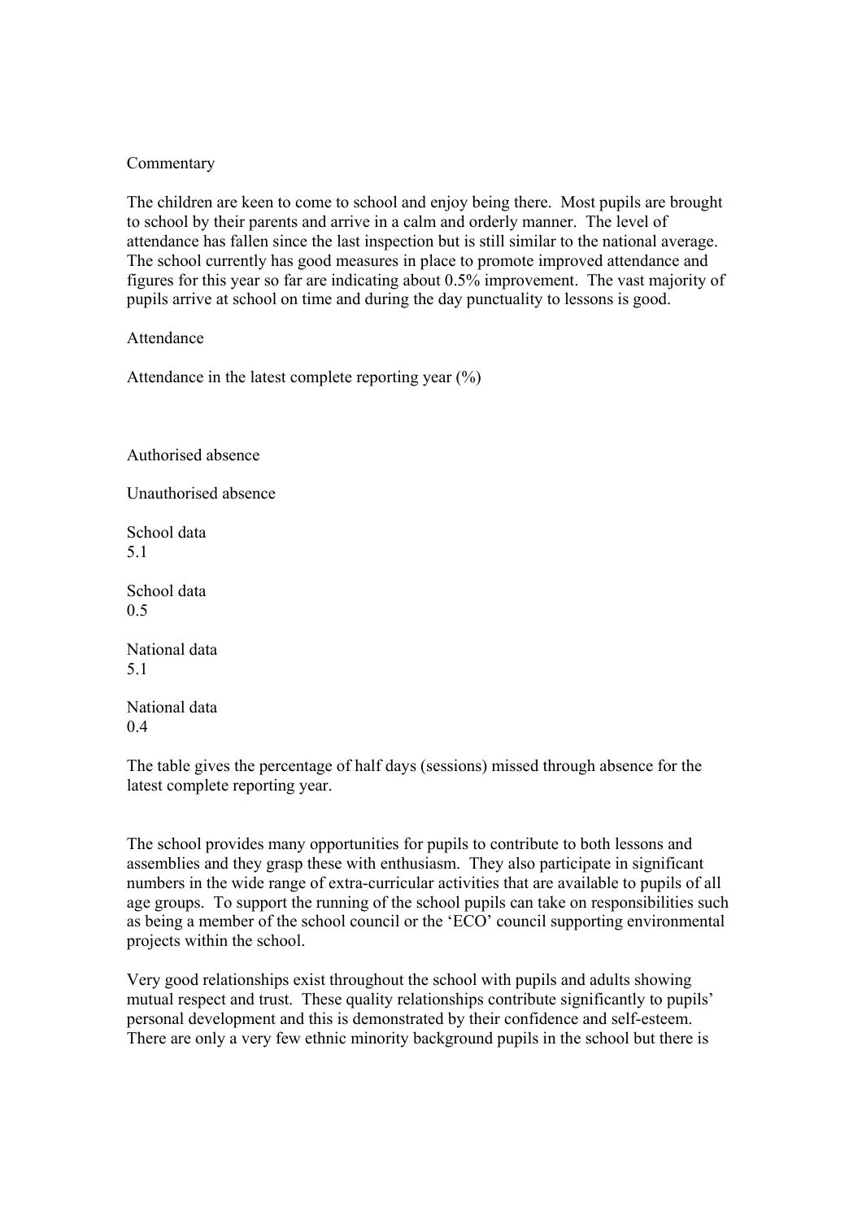Commentary

The children are keen to come to school and enjoy being there. Most pupils are brought to school by their parents and arrive in a calm and orderly manner. The level of attendance has fallen since the last inspection but is still similar to the national average. The school currently has good measures in place to promote improved attendance and figures for this year so far are indicating about 0.5% improvement. The vast majority of pupils arrive at school on time and during the day punctuality to lessons is good.

Attendance

Attendance in the latest complete reporting year (%)

| Authorised absence | | Unauthorised absence | |
|---|---|---|---|
| School data | 5.1 | School data | 0.5 |
| National data | 5.1 | National data | 0.4 |

The table gives the percentage of half days (sessions) missed through absence for the latest complete reporting year.

The school provides many opportunities for pupils to contribute to both lessons and assemblies and they grasp these with enthusiasm. They also participate in significant numbers in the wide range of extra-curricular activities that are available to pupils of all age groups. To support the running of the school pupils can take on responsibilities such as being a member of the school council or the 'ECO' council supporting environmental projects within the school.

Very good relationships exist throughout the school with pupils and adults showing mutual respect and trust. These quality relationships contribute significantly to pupils' personal development and this is demonstrated by their confidence and self-esteem. There are only a very few ethnic minority background pupils in the school but there is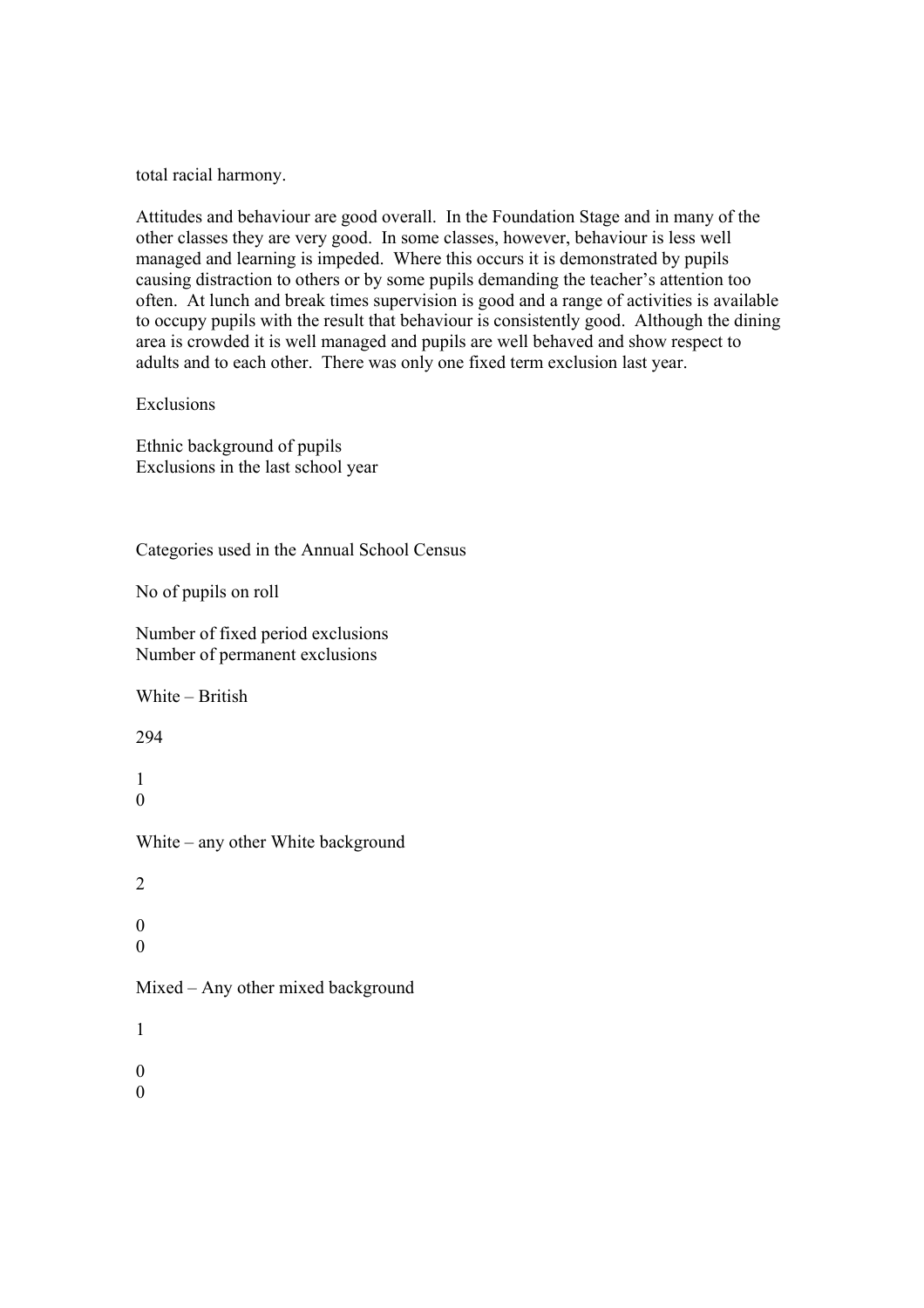total racial harmony.

Attitudes and behaviour are good overall. In the Foundation Stage and in many of the other classes they are very good. In some classes, however, behaviour is less well managed and learning is impeded. Where this occurs it is demonstrated by pupils causing distraction to others or by some pupils demanding the teacher's attention too often. At lunch and break times supervision is good and a range of activities is available to occupy pupils with the result that behaviour is consistently good. Although the dining area is crowded it is well managed and pupils are well behaved and show respect to adults and to each other. There was only one fixed term exclusion last year.

## Exclusions

Ethnic background of pupils
Exclusions in the last school year

| Categories used in the Annual School Census | No of pupils on roll | Number of fixed period exclusions | Number of permanent exclusions |
| --- | --- | --- | --- |
| White – British | 294 | 1 | 0 |
| White – any other White background | 2 | 0 | 0 |
| Mixed – Any other mixed background | 1 | 0 | 0 |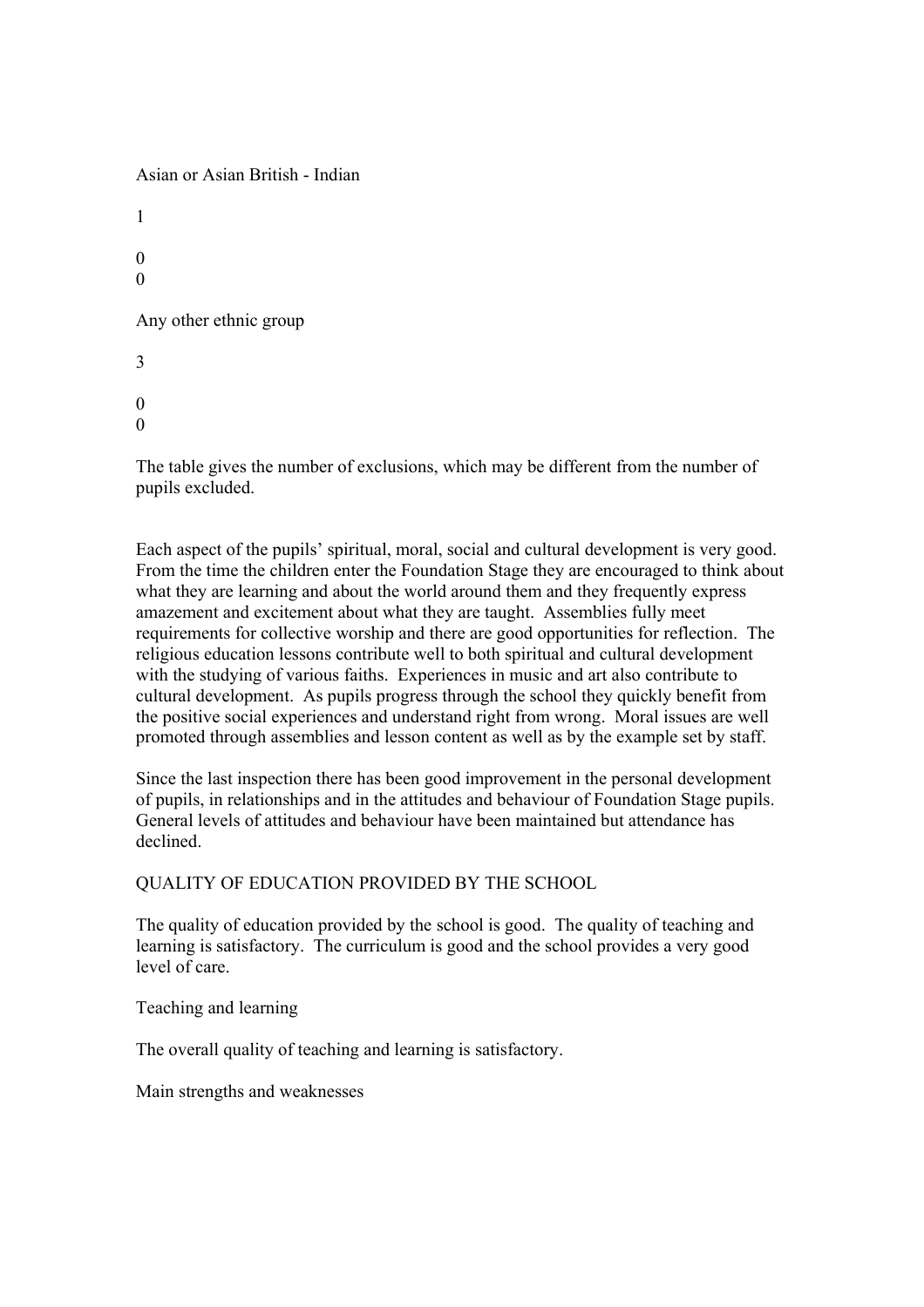| Ethnic group | | | |
|---|---|---|---|
| Asian or Asian British - Indian | 1 | 0 | 0 |
| Any other ethnic group | 3 | 0 | 0 |

The table gives the number of exclusions, which may be different from the number of pupils excluded.

Each aspect of the pupils' spiritual, moral, social and cultural development is very good. From the time the children enter the Foundation Stage they are encouraged to think about what they are learning and about the world around them and they frequently express amazement and excitement about what they are taught. Assemblies fully meet requirements for collective worship and there are good opportunities for reflection. The religious education lessons contribute well to both spiritual and cultural development with the studying of various faiths. Experiences in music and art also contribute to cultural development. As pupils progress through the school they quickly benefit from the positive social experiences and understand right from wrong. Moral issues are well promoted through assemblies and lesson content as well as by the example set by staff.

Since the last inspection there has been good improvement in the personal development of pupils, in relationships and in the attitudes and behaviour of Foundation Stage pupils. General levels of attitudes and behaviour have been maintained but attendance has declined.

## QUALITY OF EDUCATION PROVIDED BY THE SCHOOL

The quality of education provided by the school is good. The quality of teaching and learning is satisfactory. The curriculum is good and the school provides a very good level of care.

### Teaching and learning

The overall quality of teaching and learning is satisfactory.

#### Main strengths and weaknesses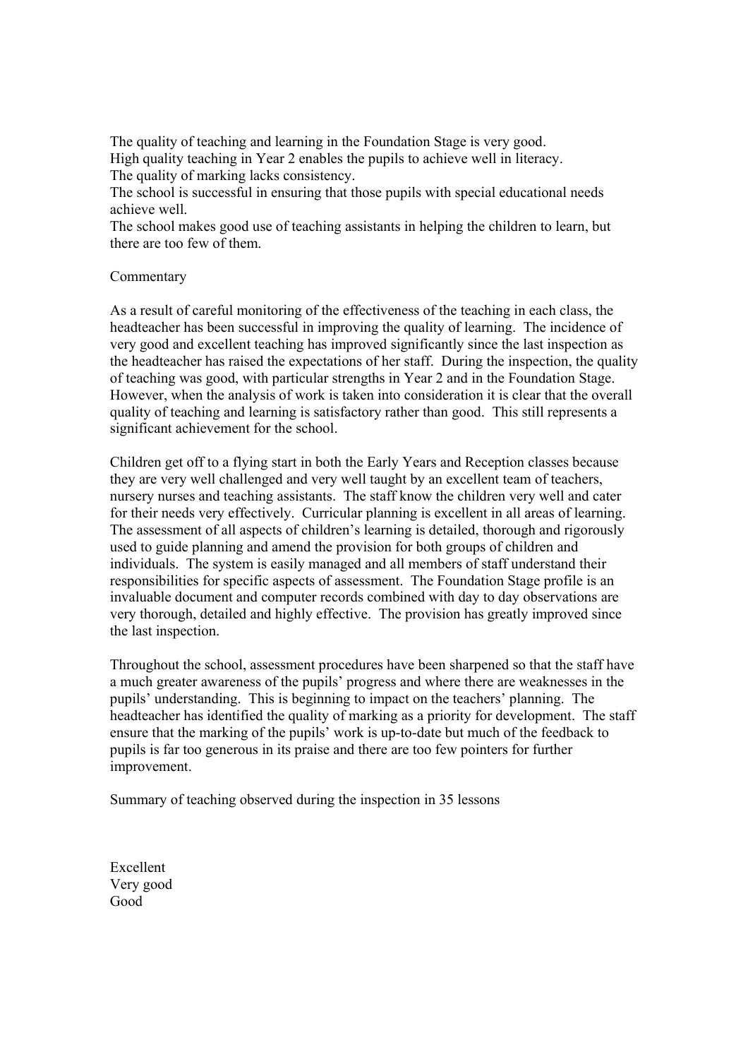The quality of teaching and learning in the Foundation Stage is very good.
High quality teaching in Year 2 enables the pupils to achieve well in literacy.
The quality of marking lacks consistency.
The school is successful in ensuring that those pupils with special educational needs achieve well.
The school makes good use of teaching assistants in helping the children to learn, but there are too few of them.

Commentary

As a result of careful monitoring of the effectiveness of the teaching in each class, the headteacher has been successful in improving the quality of learning. The incidence of very good and excellent teaching has improved significantly since the last inspection as the headteacher has raised the expectations of her staff. During the inspection, the quality of teaching was good, with particular strengths in Year 2 and in the Foundation Stage. However, when the analysis of work is taken into consideration it is clear that the overall quality of teaching and learning is satisfactory rather than good. This still represents a significant achievement for the school.

Children get off to a flying start in both the Early Years and Reception classes because they are very well challenged and very well taught by an excellent team of teachers, nursery nurses and teaching assistants. The staff know the children very well and cater for their needs very effectively. Curricular planning is excellent in all areas of learning. The assessment of all aspects of children's learning is detailed, thorough and rigorously used to guide planning and amend the provision for both groups of children and individuals. The system is easily managed and all members of staff understand their responsibilities for specific aspects of assessment. The Foundation Stage profile is an invaluable document and computer records combined with day to day observations are very thorough, detailed and highly effective. The provision has greatly improved since the last inspection.

Throughout the school, assessment procedures have been sharpened so that the staff have a much greater awareness of the pupils' progress and where there are weaknesses in the pupils' understanding. This is beginning to impact on the teachers' planning. The headteacher has identified the quality of marking as a priority for development. The staff ensure that the marking of the pupils' work is up-to-date but much of the feedback to pupils is far too generous in its praise and there are too few pointers for further improvement.

Summary of teaching observed during the inspection in 35 lessons

Excellent
Very good
Good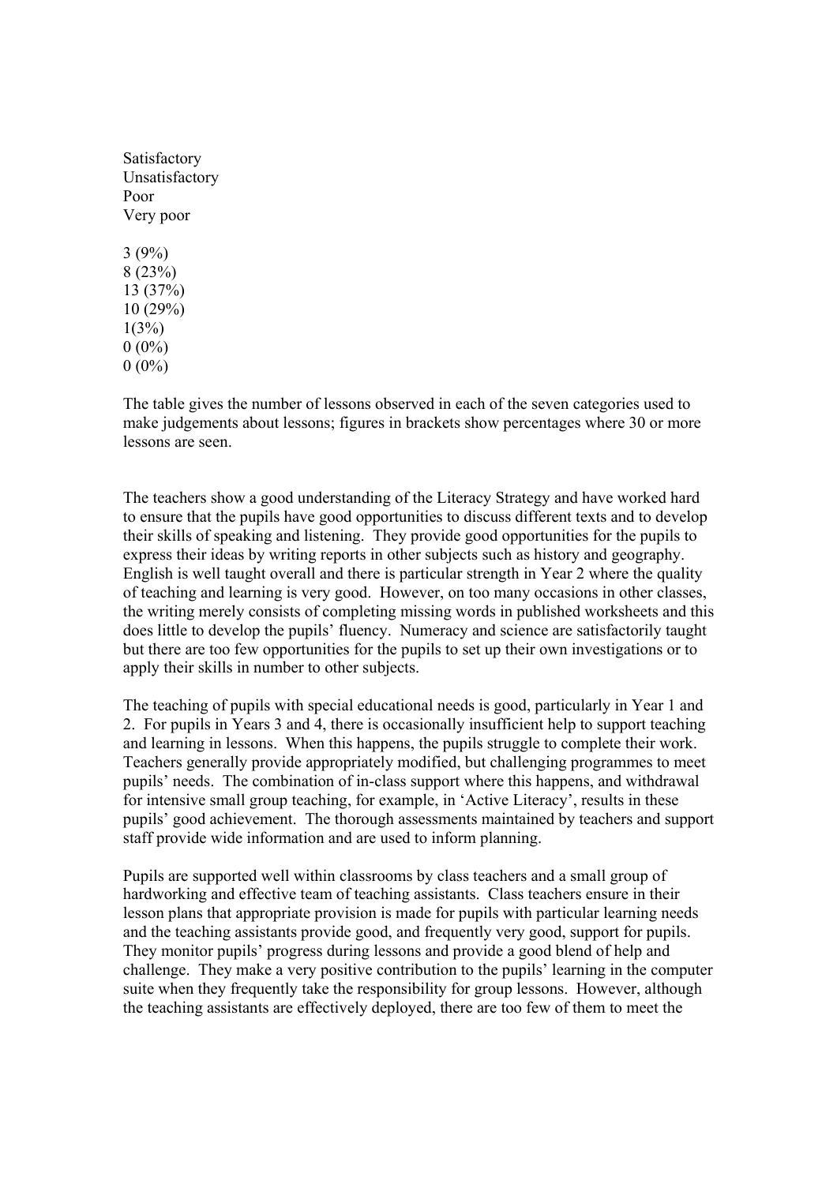Satisfactory
Unsatisfactory
Poor
Very poor

3 (9%)
8 (23%)
13 (37%)
10 (29%)
1(3%)
0 (0%)
0 (0%)

The table gives the number of lessons observed in each of the seven categories used to make judgements about lessons; figures in brackets show percentages where 30 or more lessons are seen.

The teachers show a good understanding of the Literacy Strategy and have worked hard to ensure that the pupils have good opportunities to discuss different texts and to develop their skills of speaking and listening. They provide good opportunities for the pupils to express their ideas by writing reports in other subjects such as history and geography. English is well taught overall and there is particular strength in Year 2 where the quality of teaching and learning is very good. However, on too many occasions in other classes, the writing merely consists of completing missing words in published worksheets and this does little to develop the pupils' fluency. Numeracy and science are satisfactorily taught but there are too few opportunities for the pupils to set up their own investigations or to apply their skills in number to other subjects.

The teaching of pupils with special educational needs is good, particularly in Year 1 and 2. For pupils in Years 3 and 4, there is occasionally insufficient help to support teaching and learning in lessons. When this happens, the pupils struggle to complete their work. Teachers generally provide appropriately modified, but challenging programmes to meet pupils' needs. The combination of in-class support where this happens, and withdrawal for intensive small group teaching, for example, in 'Active Literacy', results in these pupils' good achievement. The thorough assessments maintained by teachers and support staff provide wide information and are used to inform planning.

Pupils are supported well within classrooms by class teachers and a small group of hardworking and effective team of teaching assistants. Class teachers ensure in their lesson plans that appropriate provision is made for pupils with particular learning needs and the teaching assistants provide good, and frequently very good, support for pupils. They monitor pupils' progress during lessons and provide a good blend of help and challenge. They make a very positive contribution to the pupils' learning in the computer suite when they frequently take the responsibility for group lessons. However, although the teaching assistants are effectively deployed, there are too few of them to meet the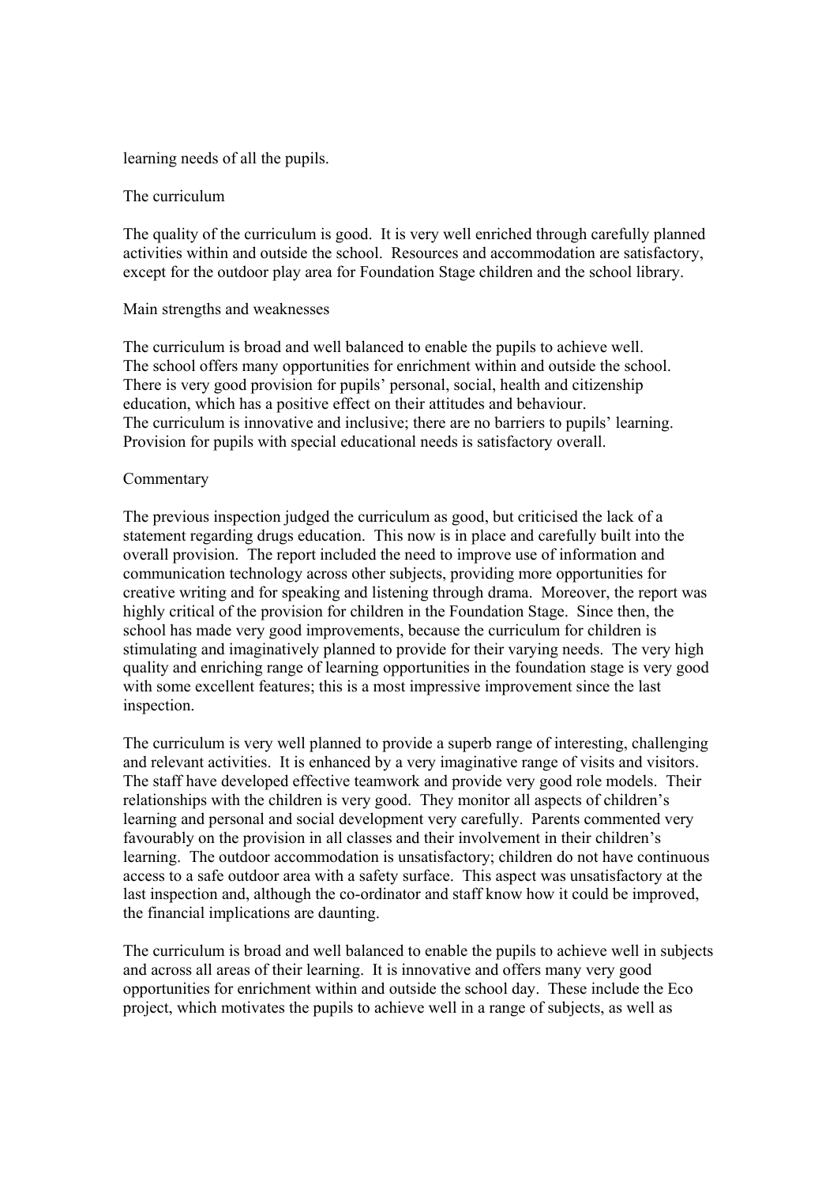learning needs of all the pupils.

## The curriculum

The quality of the curriculum is good. It is very well enriched through carefully planned activities within and outside the school. Resources and accommodation are satisfactory, except for the outdoor play area for Foundation Stage children and the school library.

### Main strengths and weaknesses

- The curriculum is broad and well balanced to enable the pupils to achieve well.
- The school offers many opportunities for enrichment within and outside the school.
- There is very good provision for pupils' personal, social, health and citizenship education, which has a positive effect on their attitudes and behaviour.
- The curriculum is innovative and inclusive; there are no barriers to pupils' learning.
- Provision for pupils with special educational needs is satisfactory overall.

### Commentary

The previous inspection judged the curriculum as good, but criticised the lack of a statement regarding drugs education. This now is in place and carefully built into the overall provision. The report included the need to improve use of information and communication technology across other subjects, providing more opportunities for creative writing and for speaking and listening through drama. Moreover, the report was highly critical of the provision for children in the Foundation Stage. Since then, the school has made very good improvements, because the curriculum for children is stimulating and imaginatively planned to provide for their varying needs. The very high quality and enriching range of learning opportunities in the foundation stage is very good with some excellent features; this is a most impressive improvement since the last inspection.

The curriculum is very well planned to provide a superb range of interesting, challenging and relevant activities. It is enhanced by a very imaginative range of visits and visitors. The staff have developed effective teamwork and provide very good role models. Their relationships with the children is very good. They monitor all aspects of children's learning and personal and social development very carefully. Parents commented very favourably on the provision in all classes and their involvement in their children's learning. The outdoor accommodation is unsatisfactory; children do not have continuous access to a safe outdoor area with a safety surface. This aspect was unsatisfactory at the last inspection and, although the co-ordinator and staff know how it could be improved, the financial implications are daunting.

The curriculum is broad and well balanced to enable the pupils to achieve well in subjects and across all areas of their learning. It is innovative and offers many very good opportunities for enrichment within and outside the school day. These include the Eco project, which motivates the pupils to achieve well in a range of subjects, as well as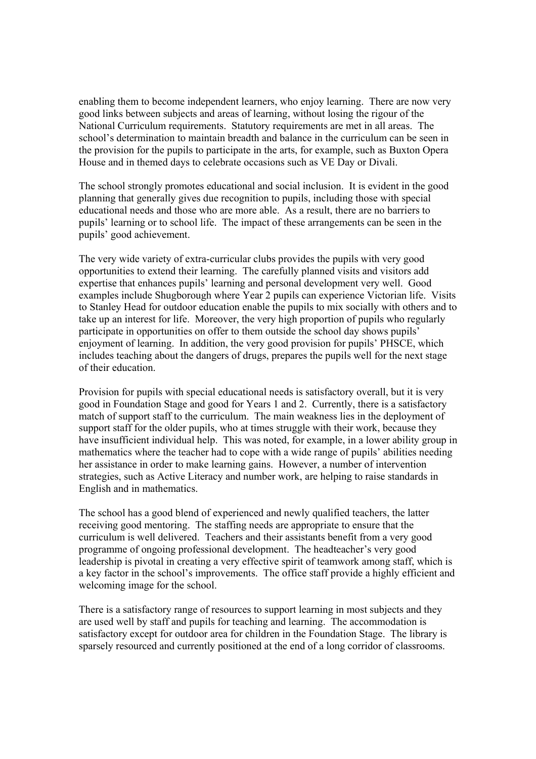enabling them to become independent learners, who enjoy learning. There are now very good links between subjects and areas of learning, without losing the rigour of the National Curriculum requirements. Statutory requirements are met in all areas. The school's determination to maintain breadth and balance in the curriculum can be seen in the provision for the pupils to participate in the arts, for example, such as Buxton Opera House and in themed days to celebrate occasions such as VE Day or Divali.

The school strongly promotes educational and social inclusion. It is evident in the good planning that generally gives due recognition to pupils, including those with special educational needs and those who are more able. As a result, there are no barriers to pupils' learning or to school life. The impact of these arrangements can be seen in the pupils' good achievement.

The very wide variety of extra-curricular clubs provides the pupils with very good opportunities to extend their learning. The carefully planned visits and visitors add expertise that enhances pupils' learning and personal development very well. Good examples include Shugborough where Year 2 pupils can experience Victorian life. Visits to Stanley Head for outdoor education enable the pupils to mix socially with others and to take up an interest for life. Moreover, the very high proportion of pupils who regularly participate in opportunities on offer to them outside the school day shows pupils' enjoyment of learning. In addition, the very good provision for pupils' PHSCE, which includes teaching about the dangers of drugs, prepares the pupils well for the next stage of their education.

Provision for pupils with special educational needs is satisfactory overall, but it is very good in Foundation Stage and good for Years 1 and 2. Currently, there is a satisfactory match of support staff to the curriculum. The main weakness lies in the deployment of support staff for the older pupils, who at times struggle with their work, because they have insufficient individual help. This was noted, for example, in a lower ability group in mathematics where the teacher had to cope with a wide range of pupils' abilities needing her assistance in order to make learning gains. However, a number of intervention strategies, such as Active Literacy and number work, are helping to raise standards in English and in mathematics.

The school has a good blend of experienced and newly qualified teachers, the latter receiving good mentoring. The staffing needs are appropriate to ensure that the curriculum is well delivered. Teachers and their assistants benefit from a very good programme of ongoing professional development. The headteacher's very good leadership is pivotal in creating a very effective spirit of teamwork among staff, which is a key factor in the school's improvements. The office staff provide a highly efficient and welcoming image for the school.

There is a satisfactory range of resources to support learning in most subjects and they are used well by staff and pupils for teaching and learning. The accommodation is satisfactory except for outdoor area for children in the Foundation Stage. The library is sparsely resourced and currently positioned at the end of a long corridor of classrooms.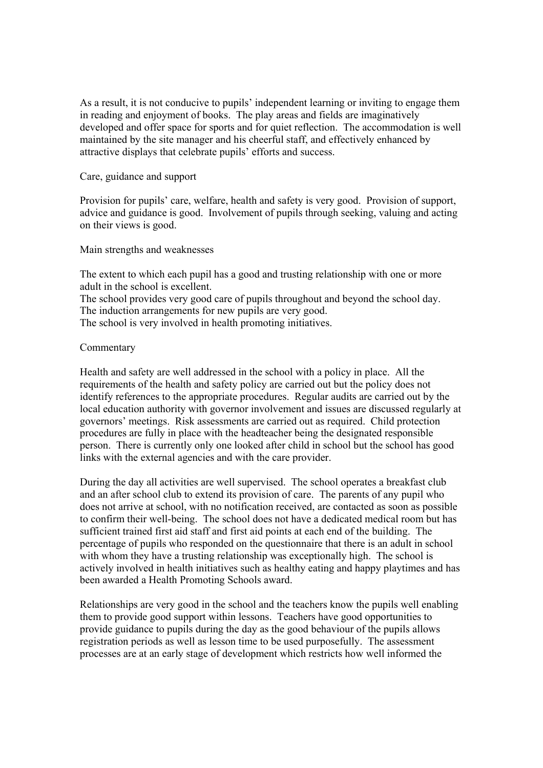As a result, it is not conducive to pupils' independent learning or inviting to engage them in reading and enjoyment of books. The play areas and fields are imaginatively developed and offer space for sports and for quiet reflection. The accommodation is well maintained by the site manager and his cheerful staff, and effectively enhanced by attractive displays that celebrate pupils' efforts and success.

## Care, guidance and support

Provision for pupils' care, welfare, health and safety is very good. Provision of support, advice and guidance is good. Involvement of pupils through seeking, valuing and acting on their views is good.

### Main strengths and weaknesses

The extent to which each pupil has a good and trusting relationship with one or more adult in the school is excellent.
The school provides very good care of pupils throughout and beyond the school day.
The induction arrangements for new pupils are very good.
The school is very involved in health promoting initiatives.

### Commentary

Health and safety are well addressed in the school with a policy in place. All the requirements of the health and safety policy are carried out but the policy does not identify references to the appropriate procedures. Regular audits are carried out by the local education authority with governor involvement and issues are discussed regularly at governors' meetings. Risk assessments are carried out as required. Child protection procedures are fully in place with the headteacher being the designated responsible person. There is currently only one looked after child in school but the school has good links with the external agencies and with the care provider.

During the day all activities are well supervised. The school operates a breakfast club and an after school club to extend its provision of care. The parents of any pupil who does not arrive at school, with no notification received, are contacted as soon as possible to confirm their well-being. The school does not have a dedicated medical room but has sufficient trained first aid staff and first aid points at each end of the building. The percentage of pupils who responded on the questionnaire that there is an adult in school with whom they have a trusting relationship was exceptionally high. The school is actively involved in health initiatives such as healthy eating and happy playtimes and has been awarded a Health Promoting Schools award.

Relationships are very good in the school and the teachers know the pupils well enabling them to provide good support within lessons. Teachers have good opportunities to provide guidance to pupils during the day as the good behaviour of the pupils allows registration periods as well as lesson time to be used purposefully. The assessment processes are at an early stage of development which restricts how well informed the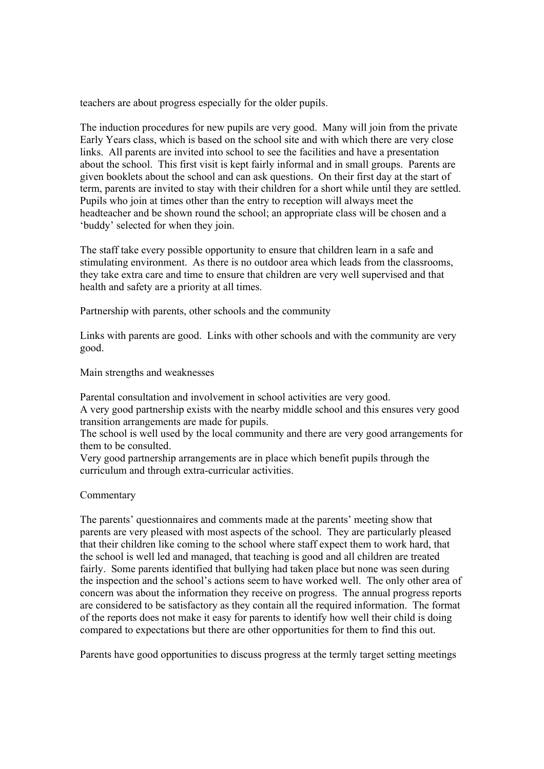teachers are about progress especially for the older pupils.

The induction procedures for new pupils are very good. Many will join from the private Early Years class, which is based on the school site and with which there are very close links. All parents are invited into school to see the facilities and have a presentation about the school. This first visit is kept fairly informal and in small groups. Parents are given booklets about the school and can ask questions. On their first day at the start of term, parents are invited to stay with their children for a short while until they are settled. Pupils who join at times other than the entry to reception will always meet the headteacher and be shown round the school; an appropriate class will be chosen and a 'buddy' selected for when they join.

The staff take every possible opportunity to ensure that children learn in a safe and stimulating environment. As there is no outdoor area which leads from the classrooms, they take extra care and time to ensure that children are very well supervised and that health and safety are a priority at all times.

## Partnership with parents, other schools and the community

Links with parents are good. Links with other schools and with the community are very good.

### Main strengths and weaknesses

- Parental consultation and involvement in school activities are very good.
- A very good partnership exists with the nearby middle school and this ensures very good transition arrangements are made for pupils.
- The school is well used by the local community and there are very good arrangements for them to be consulted.
- Very good partnership arrangements are in place which benefit pupils through the curriculum and through extra-curricular activities.

### Commentary

The parents' questionnaires and comments made at the parents' meeting show that parents are very pleased with most aspects of the school. They are particularly pleased that their children like coming to the school where staff expect them to work hard, that the school is well led and managed, that teaching is good and all children are treated fairly. Some parents identified that bullying had taken place but none was seen during the inspection and the school's actions seem to have worked well. The only other area of concern was about the information they receive on progress. The annual progress reports are considered to be satisfactory as they contain all the required information. The format of the reports does not make it easy for parents to identify how well their child is doing compared to expectations but there are other opportunities for them to find this out.

Parents have good opportunities to discuss progress at the termly target setting meetings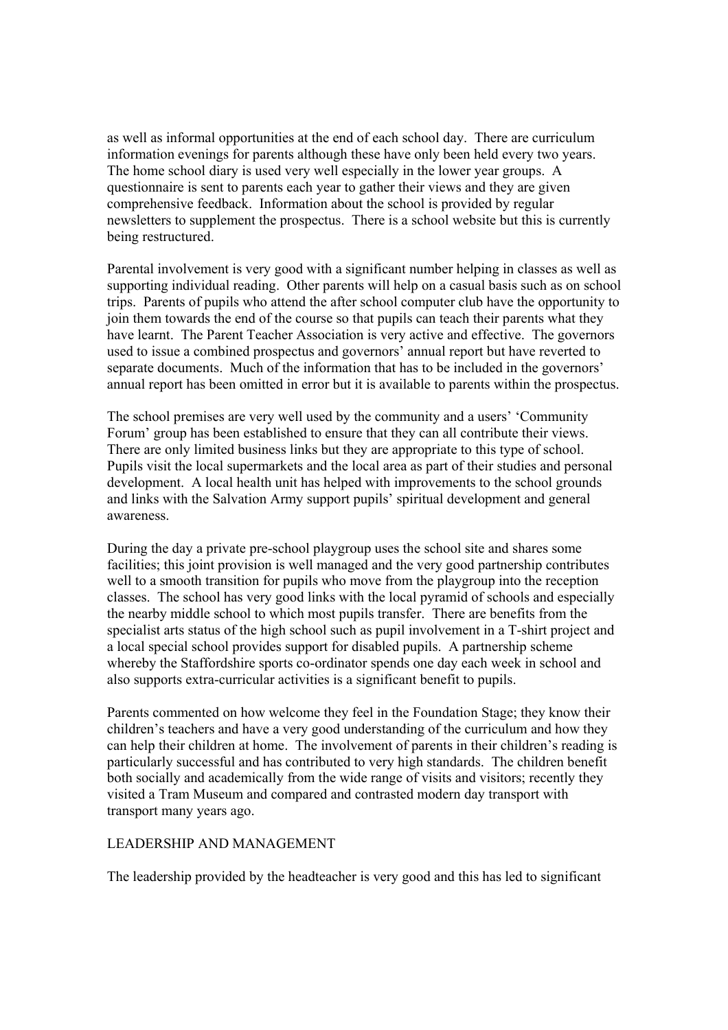as well as informal opportunities at the end of each school day. There are curriculum information evenings for parents although these have only been held every two years. The home school diary is used very well especially in the lower year groups. A questionnaire is sent to parents each year to gather their views and they are given comprehensive feedback. Information about the school is provided by regular newsletters to supplement the prospectus. There is a school website but this is currently being restructured.

Parental involvement is very good with a significant number helping in classes as well as supporting individual reading. Other parents will help on a casual basis such as on school trips. Parents of pupils who attend the after school computer club have the opportunity to join them towards the end of the course so that pupils can teach their parents what they have learnt. The Parent Teacher Association is very active and effective. The governors used to issue a combined prospectus and governors' annual report but have reverted to separate documents. Much of the information that has to be included in the governors' annual report has been omitted in error but it is available to parents within the prospectus.

The school premises are very well used by the community and a users' 'Community Forum' group has been established to ensure that they can all contribute their views. There are only limited business links but they are appropriate to this type of school. Pupils visit the local supermarkets and the local area as part of their studies and personal development. A local health unit has helped with improvements to the school grounds and links with the Salvation Army support pupils' spiritual development and general awareness.

During the day a private pre-school playgroup uses the school site and shares some facilities; this joint provision is well managed and the very good partnership contributes well to a smooth transition for pupils who move from the playgroup into the reception classes. The school has very good links with the local pyramid of schools and especially the nearby middle school to which most pupils transfer. There are benefits from the specialist arts status of the high school such as pupil involvement in a T-shirt project and a local special school provides support for disabled pupils. A partnership scheme whereby the Staffordshire sports co-ordinator spends one day each week in school and also supports extra-curricular activities is a significant benefit to pupils.

Parents commented on how welcome they feel in the Foundation Stage; they know their children's teachers and have a very good understanding of the curriculum and how they can help their children at home. The involvement of parents in their children's reading is particularly successful and has contributed to very high standards. The children benefit both socially and academically from the wide range of visits and visitors; recently they visited a Tram Museum and compared and contrasted modern day transport with transport many years ago.

## LEADERSHIP AND MANAGEMENT

The leadership provided by the headteacher is very good and this has led to significant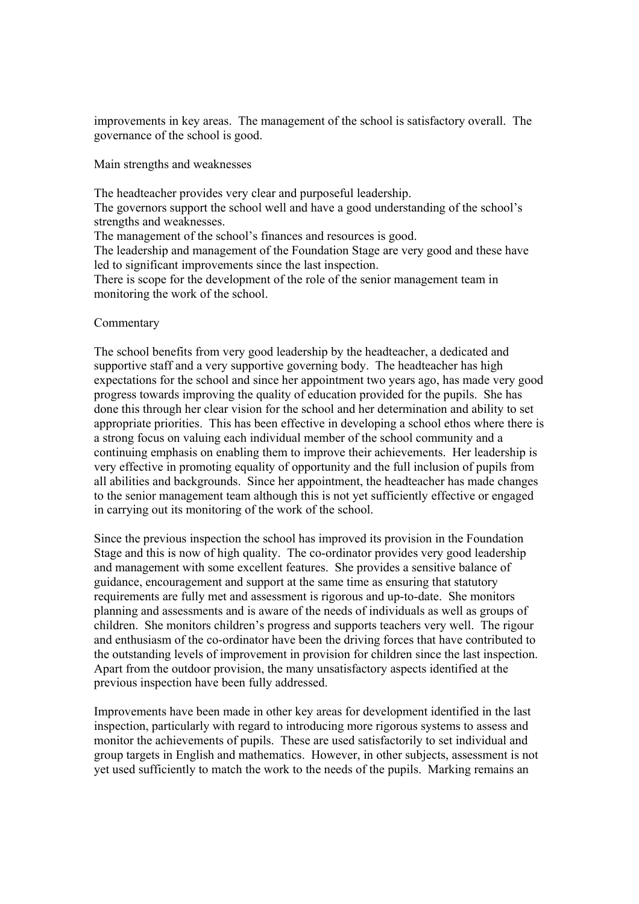improvements in key areas. The management of the school is satisfactory overall. The governance of the school is good.

Main strengths and weaknesses

The headteacher provides very clear and purposeful leadership.
The governors support the school well and have a good understanding of the school's strengths and weaknesses.
The management of the school's finances and resources is good.
The leadership and management of the Foundation Stage are very good and these have led to significant improvements since the last inspection.
There is scope for the development of the role of the senior management team in monitoring the work of the school.

Commentary

The school benefits from very good leadership by the headteacher, a dedicated and supportive staff and a very supportive governing body. The headteacher has high expectations for the school and since her appointment two years ago, has made very good progress towards improving the quality of education provided for the pupils. She has done this through her clear vision for the school and her determination and ability to set appropriate priorities. This has been effective in developing a school ethos where there is a strong focus on valuing each individual member of the school community and a continuing emphasis on enabling them to improve their achievements. Her leadership is very effective in promoting equality of opportunity and the full inclusion of pupils from all abilities and backgrounds. Since her appointment, the headteacher has made changes to the senior management team although this is not yet sufficiently effective or engaged in carrying out its monitoring of the work of the school.

Since the previous inspection the school has improved its provision in the Foundation Stage and this is now of high quality. The co-ordinator provides very good leadership and management with some excellent features. She provides a sensitive balance of guidance, encouragement and support at the same time as ensuring that statutory requirements are fully met and assessment is rigorous and up-to-date. She monitors planning and assessments and is aware of the needs of individuals as well as groups of children. She monitors children's progress and supports teachers very well. The rigour and enthusiasm of the co-ordinator have been the driving forces that have contributed to the outstanding levels of improvement in provision for children since the last inspection. Apart from the outdoor provision, the many unsatisfactory aspects identified at the previous inspection have been fully addressed.

Improvements have been made in other key areas for development identified in the last inspection, particularly with regard to introducing more rigorous systems to assess and monitor the achievements of pupils. These are used satisfactorily to set individual and group targets in English and mathematics. However, in other subjects, assessment is not yet used sufficiently to match the work to the needs of the pupils. Marking remains an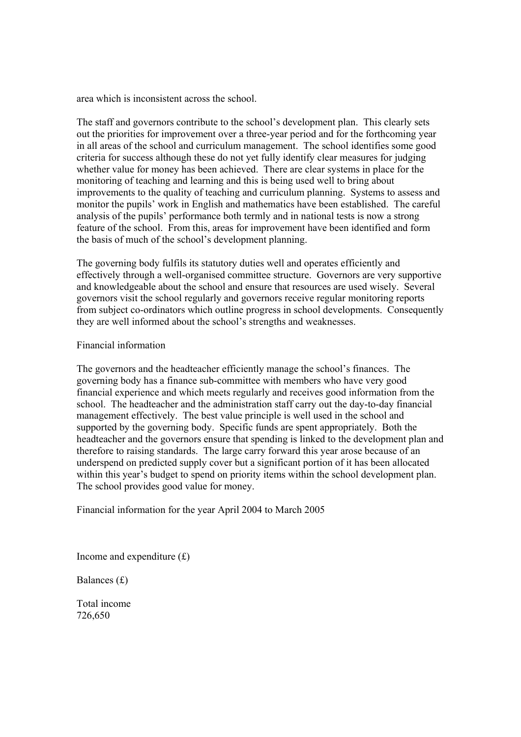area which is inconsistent across the school.

The staff and governors contribute to the school's development plan. This clearly sets out the priorities for improvement over a three-year period and for the forthcoming year in all areas of the school and curriculum management. The school identifies some good criteria for success although these do not yet fully identify clear measures for judging whether value for money has been achieved. There are clear systems in place for the monitoring of teaching and learning and this is being used well to bring about improvements to the quality of teaching and curriculum planning. Systems to assess and monitor the pupils' work in English and mathematics have been established. The careful analysis of the pupils' performance both termly and in national tests is now a strong feature of the school. From this, areas for improvement have been identified and form the basis of much of the school's development planning.

The governing body fulfils its statutory duties well and operates efficiently and effectively through a well-organised committee structure. Governors are very supportive and knowledgeable about the school and ensure that resources are used wisely. Several governors visit the school regularly and governors receive regular monitoring reports from subject co-ordinators which outline progress in school developments. Consequently they are well informed about the school's strengths and weaknesses.

Financial information

The governors and the headteacher efficiently manage the school's finances. The governing body has a finance sub-committee with members who have very good financial experience and which meets regularly and receives good information from the school. The headteacher and the administration staff carry out the day-to-day financial management effectively. The best value principle is well used in the school and supported by the governing body. Specific funds are spent appropriately. Both the headteacher and the governors ensure that spending is linked to the development plan and therefore to raising standards. The large carry forward this year arose because of an underspend on predicted supply cover but a significant portion of it has been allocated within this year's budget to spend on priority items within the school development plan. The school provides good value for money.

Financial information for the year April 2004 to March 2005

Income and expenditure (£)

Balances (£)

Total income
726,650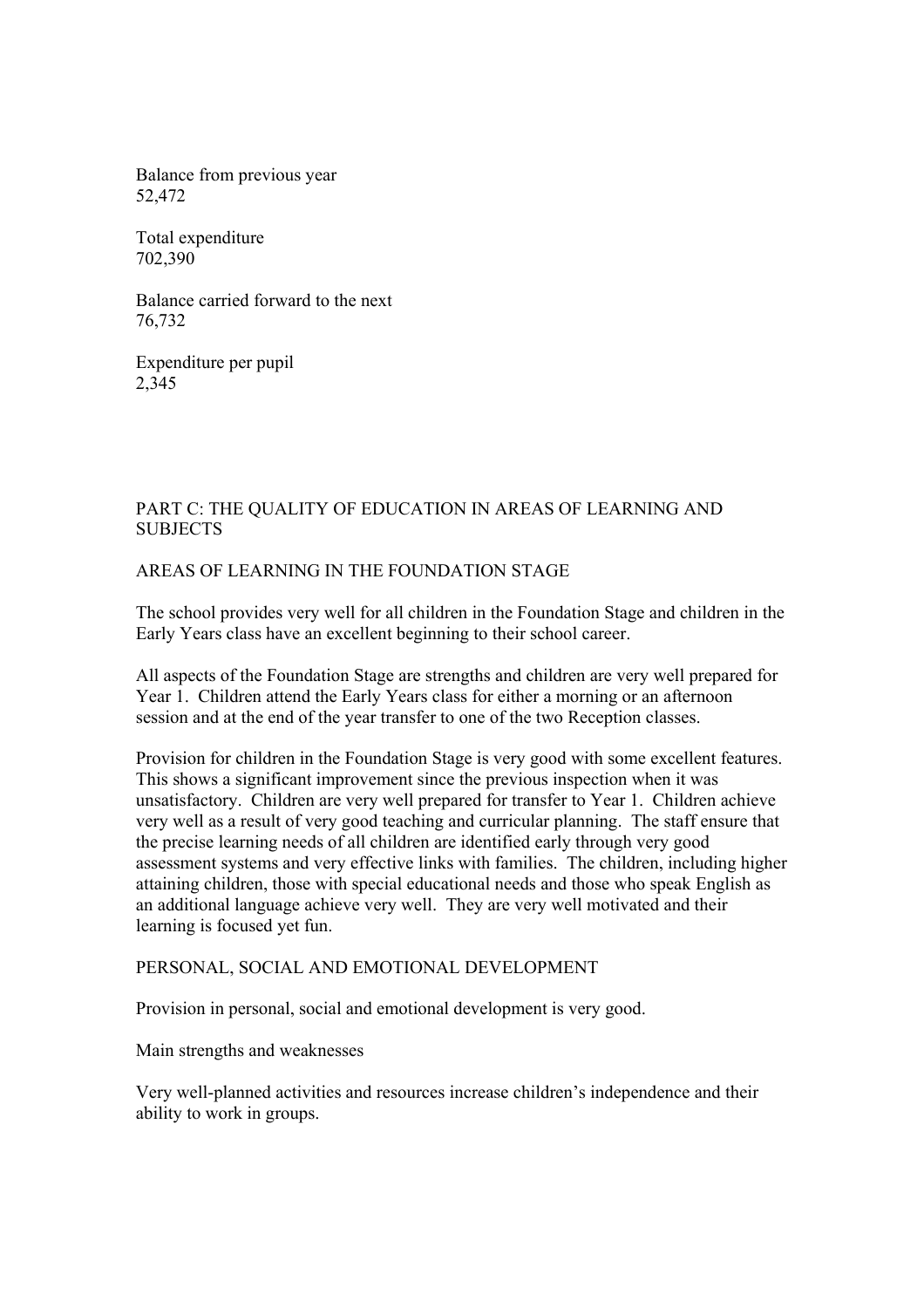Balance from previous year
52,472

Total expenditure
702,390

Balance carried forward to the next
76,732

Expenditure per pupil
2,345

## PART C: THE QUALITY OF EDUCATION IN AREAS OF LEARNING AND SUBJECTS

### AREAS OF LEARNING IN THE FOUNDATION STAGE

The school provides very well for all children in the Foundation Stage and children in the Early Years class have an excellent beginning to their school career.

All aspects of the Foundation Stage are strengths and children are very well prepared for Year 1. Children attend the Early Years class for either a morning or an afternoon session and at the end of the year transfer to one of the two Reception classes.

Provision for children in the Foundation Stage is very good with some excellent features. This shows a significant improvement since the previous inspection when it was unsatisfactory. Children are very well prepared for transfer to Year 1. Children achieve very well as a result of very good teaching and curricular planning. The staff ensure that the precise learning needs of all children are identified early through very good assessment systems and very effective links with families. The children, including higher attaining children, those with special educational needs and those who speak English as an additional language achieve very well. They are very well motivated and their learning is focused yet fun.

### PERSONAL, SOCIAL AND EMOTIONAL DEVELOPMENT

Provision in personal, social and emotional development is very good.

Main strengths and weaknesses

Very well-planned activities and resources increase children's independence and their ability to work in groups.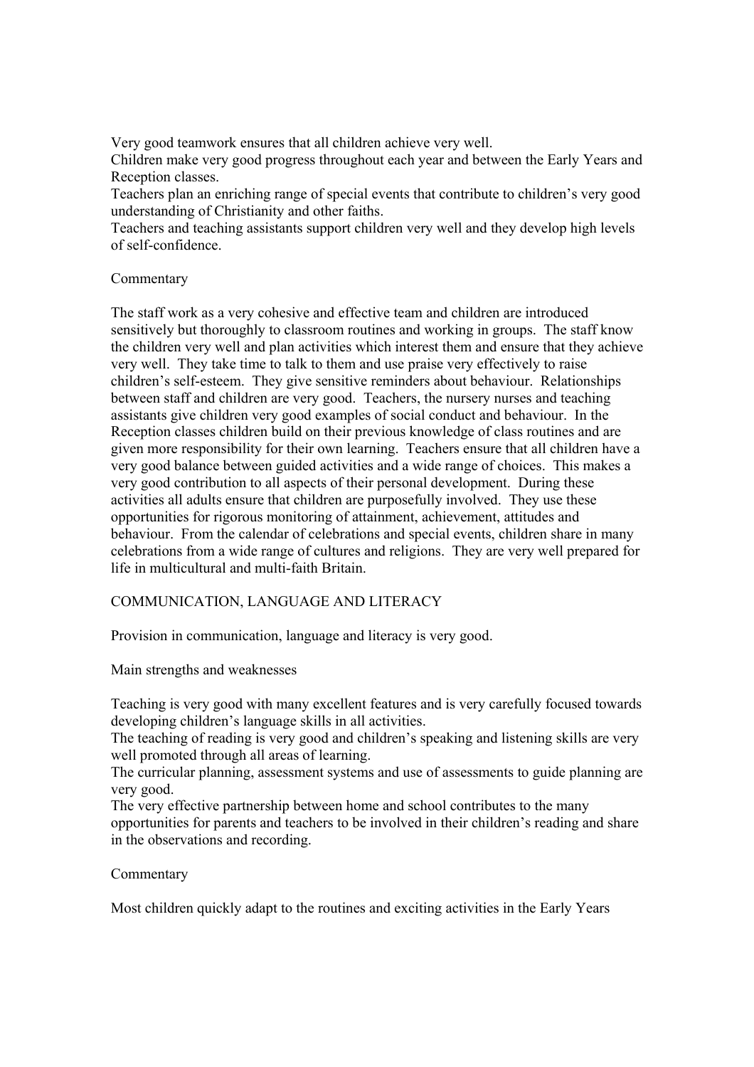Very good teamwork ensures that all children achieve very well.
Children make very good progress throughout each year and between the Early Years and Reception classes.
Teachers plan an enriching range of special events that contribute to children's very good understanding of Christianity and other faiths.
Teachers and teaching assistants support children very well and they develop high levels of self-confidence.

Commentary

The staff work as a very cohesive and effective team and children are introduced sensitively but thoroughly to classroom routines and working in groups. The staff know the children very well and plan activities which interest them and ensure that they achieve very well. They take time to talk to them and use praise very effectively to raise children's self-esteem. They give sensitive reminders about behaviour. Relationships between staff and children are very good. Teachers, the nursery nurses and teaching assistants give children very good examples of social conduct and behaviour. In the Reception classes children build on their previous knowledge of class routines and are given more responsibility for their own learning. Teachers ensure that all children have a very good balance between guided activities and a wide range of choices. This makes a very good contribution to all aspects of their personal development. During these activities all adults ensure that children are purposefully involved. They use these opportunities for rigorous monitoring of attainment, achievement, attitudes and behaviour. From the calendar of celebrations and special events, children share in many celebrations from a wide range of cultures and religions. They are very well prepared for life in multicultural and multi-faith Britain.

## COMMUNICATION, LANGUAGE AND LITERACY

Provision in communication, language and literacy is very good.

Main strengths and weaknesses

Teaching is very good with many excellent features and is very carefully focused towards developing children's language skills in all activities.
The teaching of reading is very good and children's speaking and listening skills are very well promoted through all areas of learning.
The curricular planning, assessment systems and use of assessments to guide planning are very good.
The very effective partnership between home and school contributes to the many opportunities for parents and teachers to be involved in their children's reading and share in the observations and recording.

Commentary

Most children quickly adapt to the routines and exciting activities in the Early Years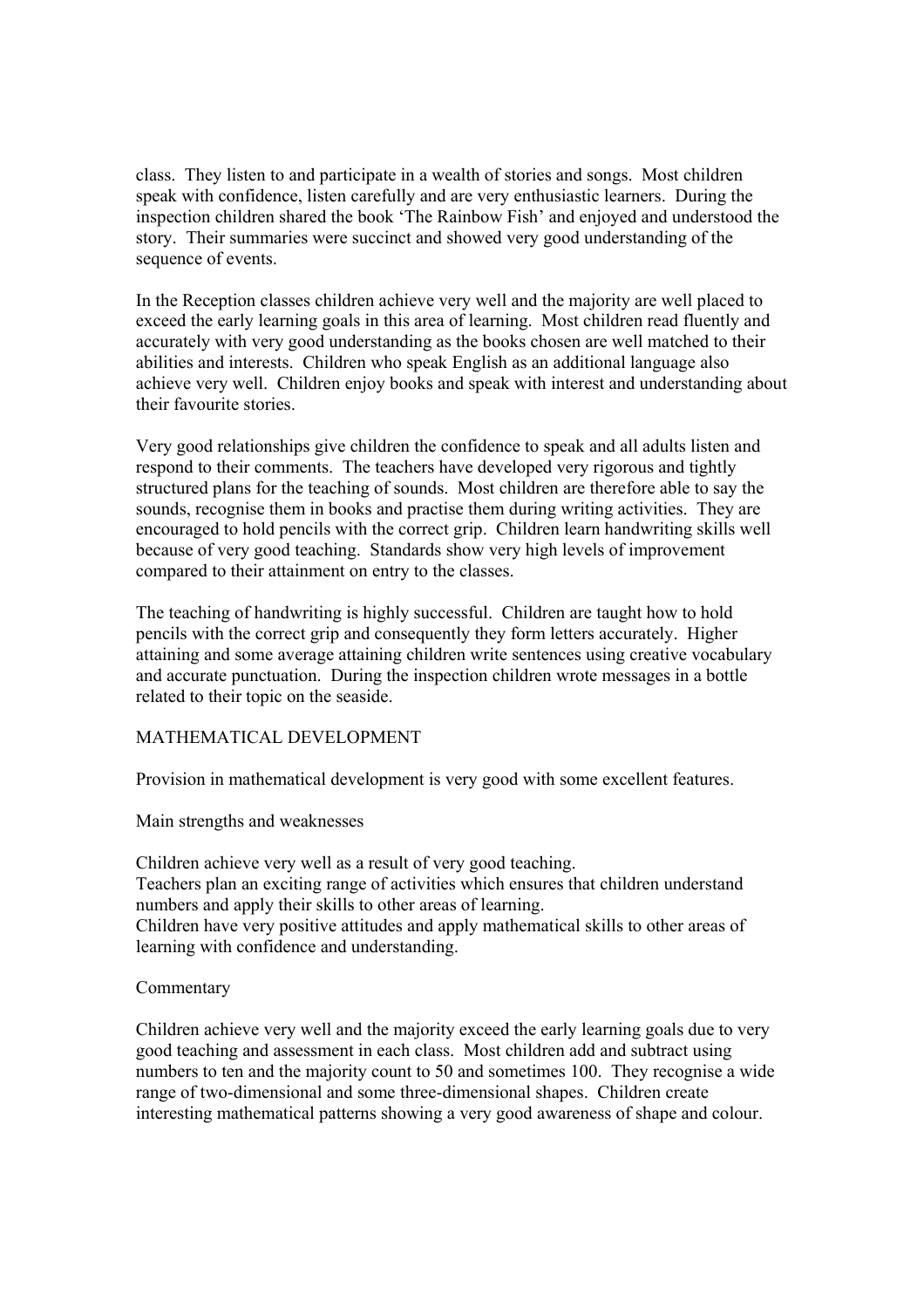class. They listen to and participate in a wealth of stories and songs. Most children speak with confidence, listen carefully and are very enthusiastic learners. During the inspection children shared the book 'The Rainbow Fish' and enjoyed and understood the story. Their summaries were succinct and showed very good understanding of the sequence of events.

In the Reception classes children achieve very well and the majority are well placed to exceed the early learning goals in this area of learning. Most children read fluently and accurately with very good understanding as the books chosen are well matched to their abilities and interests. Children who speak English as an additional language also achieve very well. Children enjoy books and speak with interest and understanding about their favourite stories.

Very good relationships give children the confidence to speak and all adults listen and respond to their comments. The teachers have developed very rigorous and tightly structured plans for the teaching of sounds. Most children are therefore able to say the sounds, recognise them in books and practise them during writing activities. They are encouraged to hold pencils with the correct grip. Children learn handwriting skills well because of very good teaching. Standards show very high levels of improvement compared to their attainment on entry to the classes.

The teaching of handwriting is highly successful. Children are taught how to hold pencils with the correct grip and consequently they form letters accurately. Higher attaining and some average attaining children write sentences using creative vocabulary and accurate punctuation. During the inspection children wrote messages in a bottle related to their topic on the seaside.

## MATHEMATICAL DEVELOPMENT

Provision in mathematical development is very good with some excellent features.

### Main strengths and weaknesses

- Children achieve very well as a result of very good teaching.
- Teachers plan an exciting range of activities which ensures that children understand numbers and apply their skills to other areas of learning.
- Children have very positive attitudes and apply mathematical skills to other areas of learning with confidence and understanding.

### Commentary

Children achieve very well and the majority exceed the early learning goals due to very good teaching and assessment in each class. Most children add and subtract using numbers to ten and the majority count to 50 and sometimes 100. They recognise a wide range of two-dimensional and some three-dimensional shapes. Children create interesting mathematical patterns showing a very good awareness of shape and colour.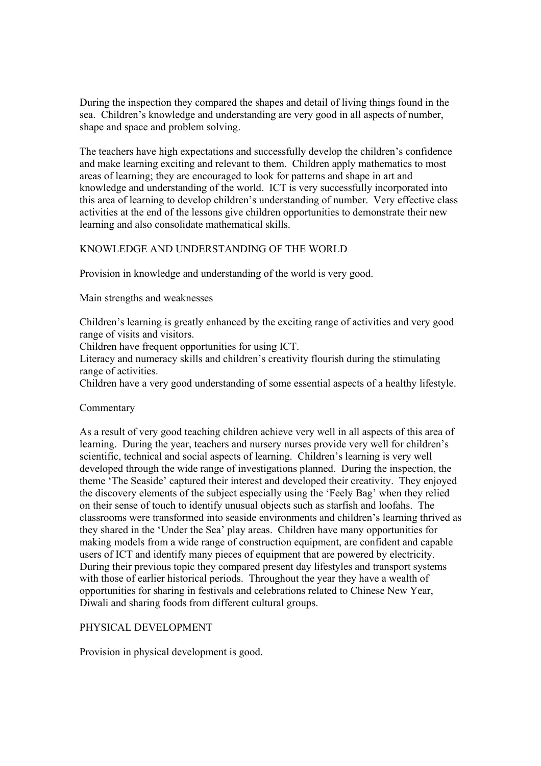During the inspection they compared the shapes and detail of living things found in the sea. Children's knowledge and understanding are very good in all aspects of number, shape and space and problem solving.

The teachers have high expectations and successfully develop the children's confidence and make learning exciting and relevant to them. Children apply mathematics to most areas of learning; they are encouraged to look for patterns and shape in art and knowledge and understanding of the world. ICT is very successfully incorporated into this area of learning to develop children's understanding of number. Very effective class activities at the end of the lessons give children opportunities to demonstrate their new learning and also consolidate mathematical skills.

## KNOWLEDGE AND UNDERSTANDING OF THE WORLD

Provision in knowledge and understanding of the world is very good.

### Main strengths and weaknesses

- Children's learning is greatly enhanced by the exciting range of activities and very good range of visits and visitors.
- Children have frequent opportunities for using ICT.
- Literacy and numeracy skills and children's creativity flourish during the stimulating range of activities.
- Children have a very good understanding of some essential aspects of a healthy lifestyle.

### Commentary

As a result of very good teaching children achieve very well in all aspects of this area of learning. During the year, teachers and nursery nurses provide very well for children's scientific, technical and social aspects of learning. Children's learning is very well developed through the wide range of investigations planned. During the inspection, the theme 'The Seaside' captured their interest and developed their creativity. They enjoyed the discovery elements of the subject especially using the 'Feely Bag' when they relied on their sense of touch to identify unusual objects such as starfish and loofahs. The classrooms were transformed into seaside environments and children's learning thrived as they shared in the 'Under the Sea' play areas. Children have many opportunities for making models from a wide range of construction equipment, are confident and capable users of ICT and identify many pieces of equipment that are powered by electricity. During their previous topic they compared present day lifestyles and transport systems with those of earlier historical periods. Throughout the year they have a wealth of opportunities for sharing in festivals and celebrations related to Chinese New Year, Diwali and sharing foods from different cultural groups.

## PHYSICAL DEVELOPMENT

Provision in physical development is good.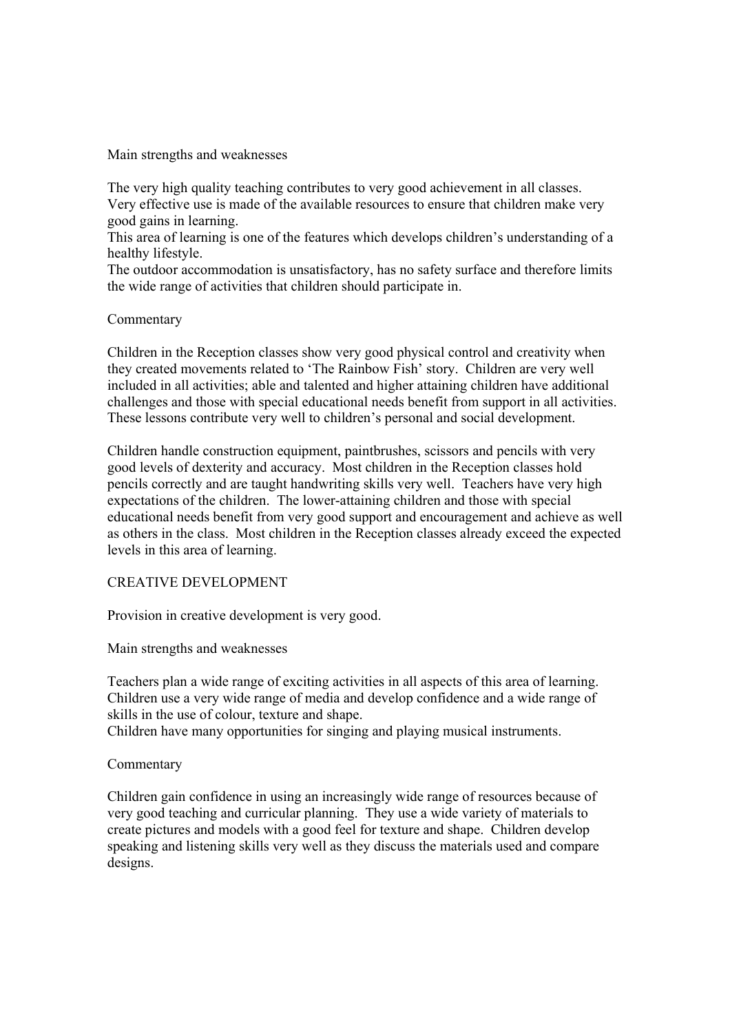Main strengths and weaknesses

- The very high quality teaching contributes to very good achievement in all classes.
- Very effective use is made of the available resources to ensure that children make very good gains in learning.
- This area of learning is one of the features which develops children's understanding of a healthy lifestyle.
- The outdoor accommodation is unsatisfactory, has no safety surface and therefore limits the wide range of activities that children should participate in.

Commentary

Children in the Reception classes show very good physical control and creativity when they created movements related to 'The Rainbow Fish' story. Children are very well included in all activities; able and talented and higher attaining children have additional challenges and those with special educational needs benefit from support in all activities. These lessons contribute very well to children's personal and social development.

Children handle construction equipment, paintbrushes, scissors and pencils with very good levels of dexterity and accuracy. Most children in the Reception classes hold pencils correctly and are taught handwriting skills very well. Teachers have very high expectations of the children. The lower-attaining children and those with special educational needs benefit from very good support and encouragement and achieve as well as others in the class. Most children in the Reception classes already exceed the expected levels in this area of learning.

## CREATIVE DEVELOPMENT

Provision in creative development is very good.

Main strengths and weaknesses

- Teachers plan a wide range of exciting activities in all aspects of this area of learning.
- Children use a very wide range of media and develop confidence and a wide range of skills in the use of colour, texture and shape.
- Children have many opportunities for singing and playing musical instruments.

Commentary

Children gain confidence in using an increasingly wide range of resources because of very good teaching and curricular planning. They use a wide variety of materials to create pictures and models with a good feel for texture and shape. Children develop speaking and listening skills very well as they discuss the materials used and compare designs.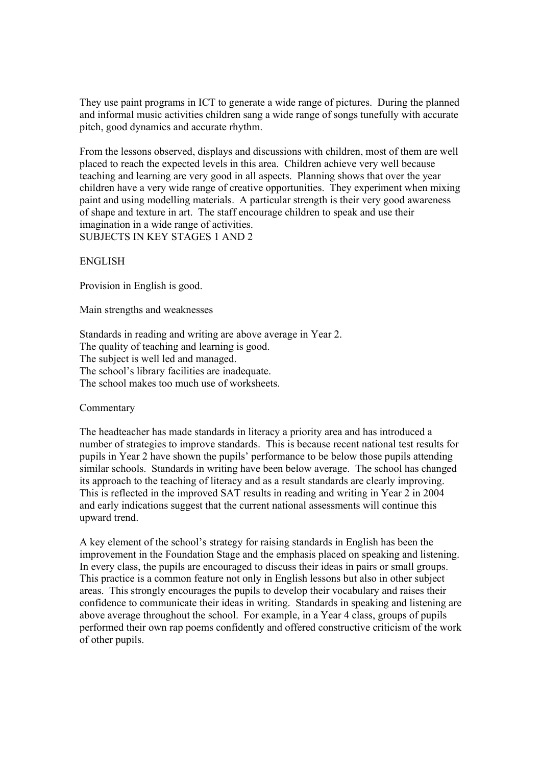They use paint programs in ICT to generate a wide range of pictures. During the planned and informal music activities children sang a wide range of songs tunefully with accurate pitch, good dynamics and accurate rhythm.

From the lessons observed, displays and discussions with children, most of them are well placed to reach the expected levels in this area. Children achieve very well because teaching and learning are very good in all aspects. Planning shows that over the year children have a very wide range of creative opportunities. They experiment when mixing paint and using modelling materials. A particular strength is their very good awareness of shape and texture in art. The staff encourage children to speak and use their imagination in a wide range of activities.

## SUBJECTS IN KEY STAGES 1 AND 2

### ENGLISH

Provision in English is good.

Main strengths and weaknesses

- Standards in reading and writing are above average in Year 2.
- The quality of teaching and learning is good.
- The subject is well led and managed.
- The school's library facilities are inadequate.
- The school makes too much use of worksheets.

Commentary

The headteacher has made standards in literacy a priority area and has introduced a number of strategies to improve standards. This is because recent national test results for pupils in Year 2 have shown the pupils' performance to be below those pupils attending similar schools. Standards in writing have been below average. The school has changed its approach to the teaching of literacy and as a result standards are clearly improving. This is reflected in the improved SAT results in reading and writing in Year 2 in 2004 and early indications suggest that the current national assessments will continue this upward trend.

A key element of the school's strategy for raising standards in English has been the improvement in the Foundation Stage and the emphasis placed on speaking and listening. In every class, the pupils are encouraged to discuss their ideas in pairs or small groups. This practice is a common feature not only in English lessons but also in other subject areas. This strongly encourages the pupils to develop their vocabulary and raises their confidence to communicate their ideas in writing. Standards in speaking and listening are above average throughout the school. For example, in a Year 4 class, groups of pupils performed their own rap poems confidently and offered constructive criticism of the work of other pupils.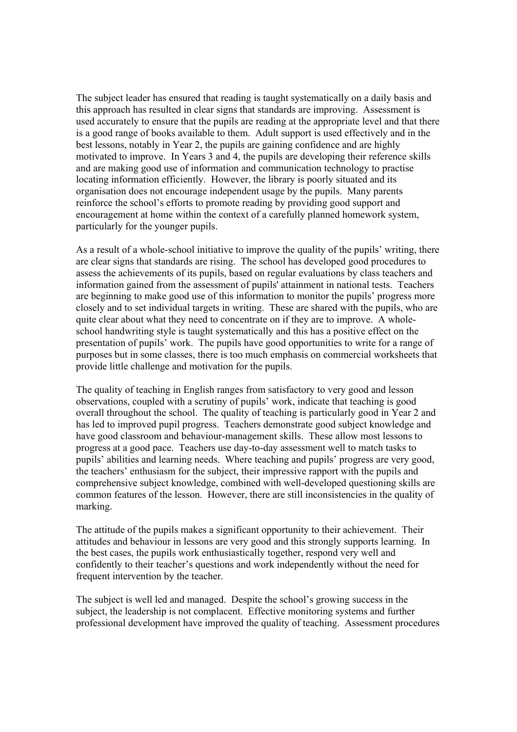The subject leader has ensured that reading is taught systematically on a daily basis and this approach has resulted in clear signs that standards are improving. Assessment is used accurately to ensure that the pupils are reading at the appropriate level and that there is a good range of books available to them. Adult support is used effectively and in the best lessons, notably in Year 2, the pupils are gaining confidence and are highly motivated to improve. In Years 3 and 4, the pupils are developing their reference skills and are making good use of information and communication technology to practise locating information efficiently. However, the library is poorly situated and its organisation does not encourage independent usage by the pupils. Many parents reinforce the school's efforts to promote reading by providing good support and encouragement at home within the context of a carefully planned homework system, particularly for the younger pupils.

As a result of a whole-school initiative to improve the quality of the pupils' writing, there are clear signs that standards are rising. The school has developed good procedures to assess the achievements of its pupils, based on regular evaluations by class teachers and information gained from the assessment of pupils' attainment in national tests. Teachers are beginning to make good use of this information to monitor the pupils' progress more closely and to set individual targets in writing. These are shared with the pupils, who are quite clear about what they need to concentrate on if they are to improve. A whole-school handwriting style is taught systematically and this has a positive effect on the presentation of pupils' work. The pupils have good opportunities to write for a range of purposes but in some classes, there is too much emphasis on commercial worksheets that provide little challenge and motivation for the pupils.

The quality of teaching in English ranges from satisfactory to very good and lesson observations, coupled with a scrutiny of pupils' work, indicate that teaching is good overall throughout the school. The quality of teaching is particularly good in Year 2 and has led to improved pupil progress. Teachers demonstrate good subject knowledge and have good classroom and behaviour-management skills. These allow most lessons to progress at a good pace. Teachers use day-to-day assessment well to match tasks to pupils' abilities and learning needs. Where teaching and pupils' progress are very good, the teachers' enthusiasm for the subject, their impressive rapport with the pupils and comprehensive subject knowledge, combined with well-developed questioning skills are common features of the lesson. However, there are still inconsistencies in the quality of marking.

The attitude of the pupils makes a significant opportunity to their achievement. Their attitudes and behaviour in lessons are very good and this strongly supports learning. In the best cases, the pupils work enthusiastically together, respond very well and confidently to their teacher's questions and work independently without the need for frequent intervention by the teacher.

The subject is well led and managed. Despite the school's growing success in the subject, the leadership is not complacent. Effective monitoring systems and further professional development have improved the quality of teaching. Assessment procedures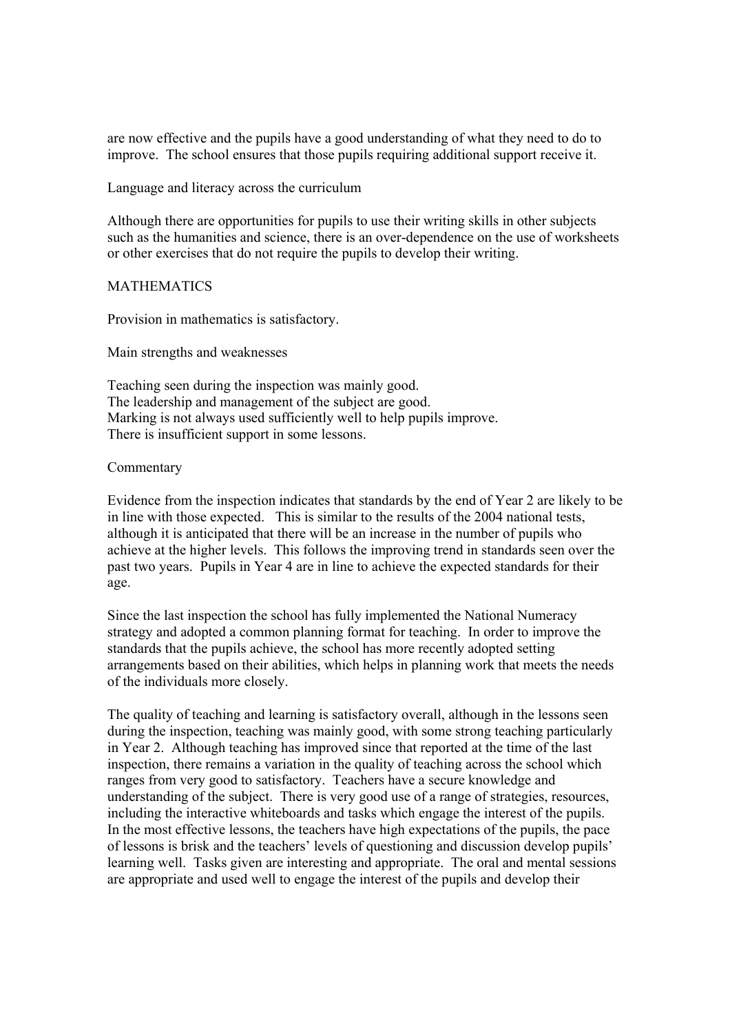are now effective and the pupils have a good understanding of what they need to do to improve. The school ensures that those pupils requiring additional support receive it.

### Language and literacy across the curriculum

Although there are opportunities for pupils to use their writing skills in other subjects such as the humanities and science, there is an over-dependence on the use of worksheets or other exercises that do not require the pupils to develop their writing.

## MATHEMATICS

Provision in mathematics is satisfactory.

### Main strengths and weaknesses

- Teaching seen during the inspection was mainly good.
- The leadership and management of the subject are good.
- Marking is not always used sufficiently well to help pupils improve.
- There is insufficient support in some lessons.

### Commentary

Evidence from the inspection indicates that standards by the end of Year 2 are likely to be in line with those expected. This is similar to the results of the 2004 national tests, although it is anticipated that there will be an increase in the number of pupils who achieve at the higher levels. This follows the improving trend in standards seen over the past two years. Pupils in Year 4 are in line to achieve the expected standards for their age.

Since the last inspection the school has fully implemented the National Numeracy strategy and adopted a common planning format for teaching. In order to improve the standards that the pupils achieve, the school has more recently adopted setting arrangements based on their abilities, which helps in planning work that meets the needs of the individuals more closely.

The quality of teaching and learning is satisfactory overall, although in the lessons seen during the inspection, teaching was mainly good, with some strong teaching particularly in Year 2. Although teaching has improved since that reported at the time of the last inspection, there remains a variation in the quality of teaching across the school which ranges from very good to satisfactory. Teachers have a secure knowledge and understanding of the subject. There is very good use of a range of strategies, resources, including the interactive whiteboards and tasks which engage the interest of the pupils. In the most effective lessons, the teachers have high expectations of the pupils, the pace of lessons is brisk and the teachers' levels of questioning and discussion develop pupils' learning well. Tasks given are interesting and appropriate. The oral and mental sessions are appropriate and used well to engage the interest of the pupils and develop their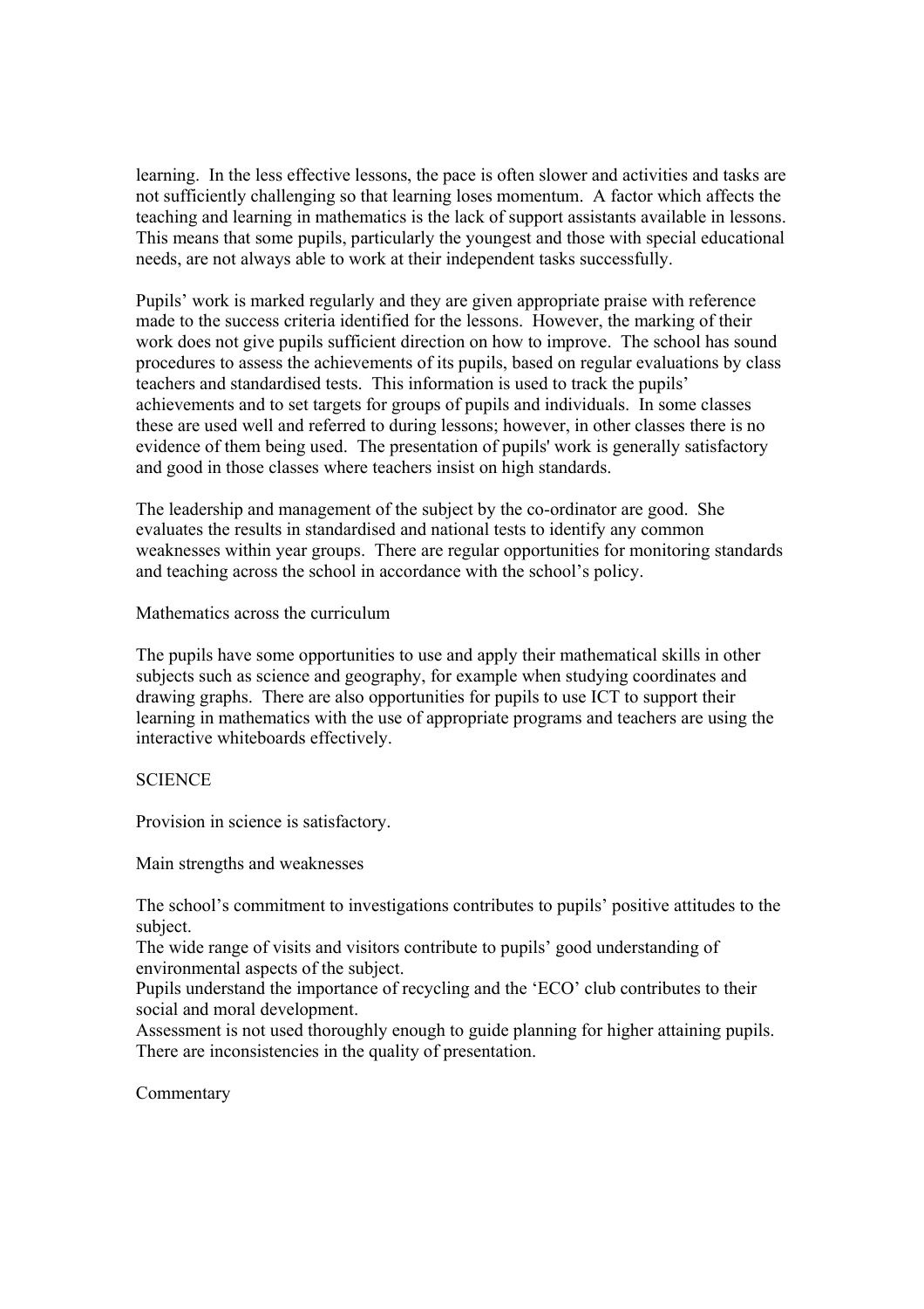learning. In the less effective lessons, the pace is often slower and activities and tasks are not sufficiently challenging so that learning loses momentum. A factor which affects the teaching and learning in mathematics is the lack of support assistants available in lessons. This means that some pupils, particularly the youngest and those with special educational needs, are not always able to work at their independent tasks successfully.

Pupils' work is marked regularly and they are given appropriate praise with reference made to the success criteria identified for the lessons. However, the marking of their work does not give pupils sufficient direction on how to improve. The school has sound procedures to assess the achievements of its pupils, based on regular evaluations by class teachers and standardised tests. This information is used to track the pupils' achievements and to set targets for groups of pupils and individuals. In some classes these are used well and referred to during lessons; however, in other classes there is no evidence of them being used. The presentation of pupils' work is generally satisfactory and good in those classes where teachers insist on high standards.

The leadership and management of the subject by the co-ordinator are good. She evaluates the results in standardised and national tests to identify any common weaknesses within year groups. There are regular opportunities for monitoring standards and teaching across the school in accordance with the school's policy.

### Mathematics across the curriculum

The pupils have some opportunities to use and apply their mathematical skills in other subjects such as science and geography, for example when studying coordinates and drawing graphs. There are also opportunities for pupils to use ICT to support their learning in mathematics with the use of appropriate programs and teachers are using the interactive whiteboards effectively.

## SCIENCE

Provision in science is satisfactory.

### Main strengths and weaknesses

The school's commitment to investigations contributes to pupils' positive attitudes to the subject.
The wide range of visits and visitors contribute to pupils' good understanding of environmental aspects of the subject.
Pupils understand the importance of recycling and the 'ECO' club contributes to their social and moral development.
Assessment is not used thoroughly enough to guide planning for higher attaining pupils.
There are inconsistencies in the quality of presentation.

### Commentary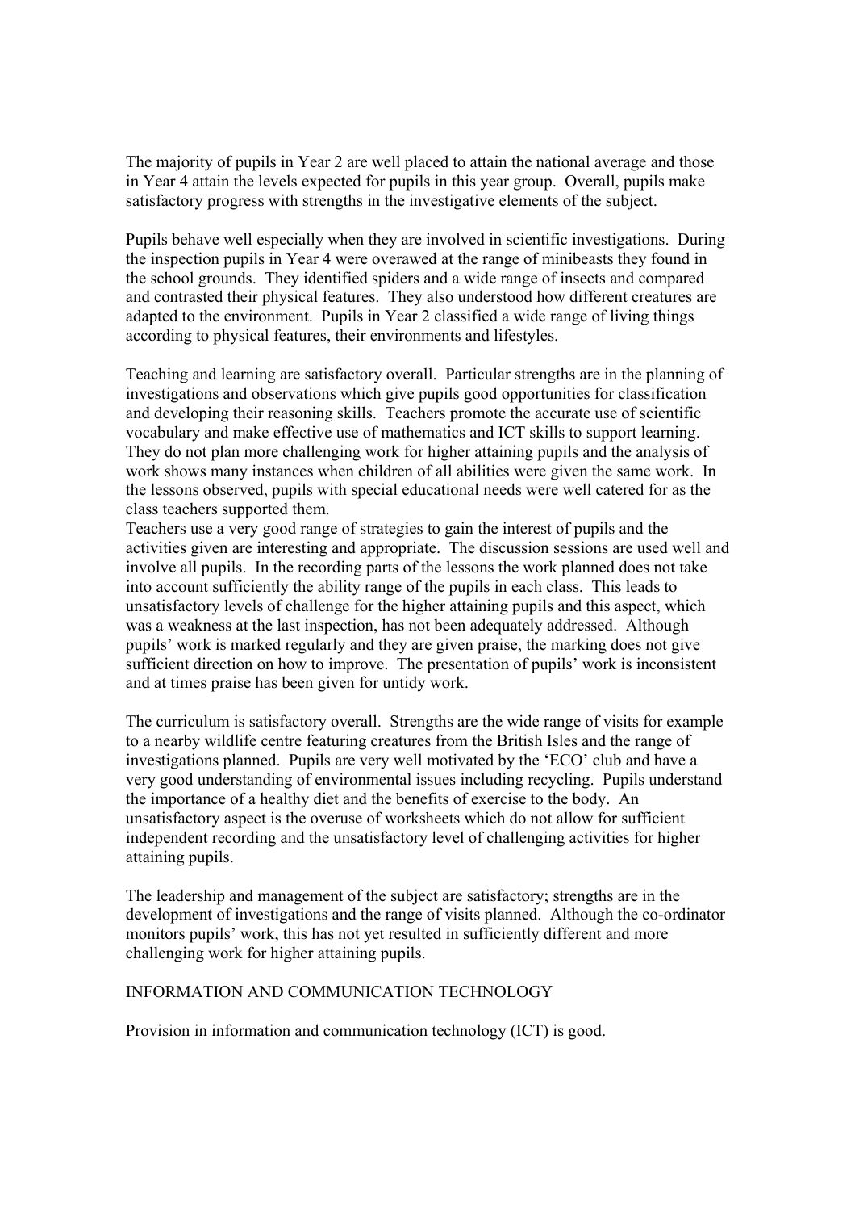The majority of pupils in Year 2 are well placed to attain the national average and those in Year 4 attain the levels expected for pupils in this year group. Overall, pupils make satisfactory progress with strengths in the investigative elements of the subject.

Pupils behave well especially when they are involved in scientific investigations. During the inspection pupils in Year 4 were overawed at the range of minibeasts they found in the school grounds. They identified spiders and a wide range of insects and compared and contrasted their physical features. They also understood how different creatures are adapted to the environment. Pupils in Year 2 classified a wide range of living things according to physical features, their environments and lifestyles.

Teaching and learning are satisfactory overall. Particular strengths are in the planning of investigations and observations which give pupils good opportunities for classification and developing their reasoning skills. Teachers promote the accurate use of scientific vocabulary and make effective use of mathematics and ICT skills to support learning. They do not plan more challenging work for higher attaining pupils and the analysis of work shows many instances when children of all abilities were given the same work. In the lessons observed, pupils with special educational needs were well catered for as the class teachers supported them.

Teachers use a very good range of strategies to gain the interest of pupils and the activities given are interesting and appropriate. The discussion sessions are used well and involve all pupils. In the recording parts of the lessons the work planned does not take into account sufficiently the ability range of the pupils in each class. This leads to unsatisfactory levels of challenge for the higher attaining pupils and this aspect, which was a weakness at the last inspection, has not been adequately addressed. Although pupils' work is marked regularly and they are given praise, the marking does not give sufficient direction on how to improve. The presentation of pupils' work is inconsistent and at times praise has been given for untidy work.

The curriculum is satisfactory overall. Strengths are the wide range of visits for example to a nearby wildlife centre featuring creatures from the British Isles and the range of investigations planned. Pupils are very well motivated by the 'ECO' club and have a very good understanding of environmental issues including recycling. Pupils understand the importance of a healthy diet and the benefits of exercise to the body. An unsatisfactory aspect is the overuse of worksheets which do not allow for sufficient independent recording and the unsatisfactory level of challenging activities for higher attaining pupils.

The leadership and management of the subject are satisfactory; strengths are in the development of investigations and the range of visits planned. Although the co-ordinator monitors pupils' work, this has not yet resulted in sufficiently different and more challenging work for higher attaining pupils.

## INFORMATION AND COMMUNICATION TECHNOLOGY

Provision in information and communication technology (ICT) is good.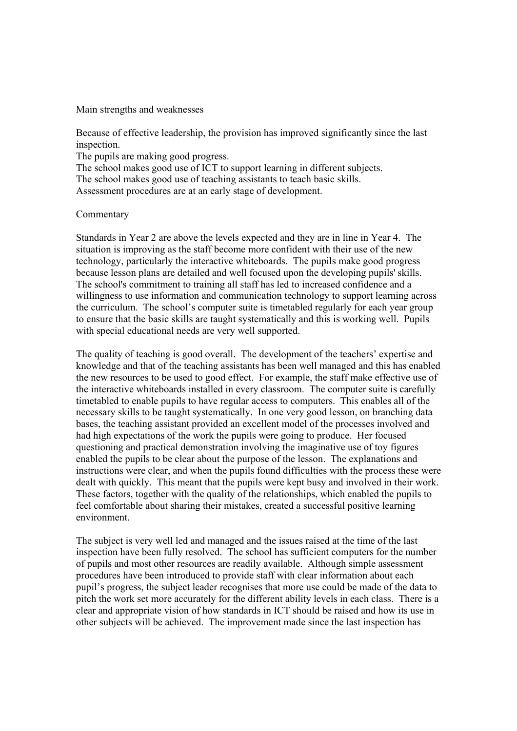Main strengths and weaknesses

- Because of effective leadership, the provision has improved significantly since the last inspection.
- The pupils are making good progress.
- The school makes good use of ICT to support learning in different subjects.
- The school makes good use of teaching assistants to teach basic skills.
- Assessment procedures are at an early stage of development.

Commentary

Standards in Year 2 are above the levels expected and they are in line in Year 4. The situation is improving as the staff become more confident with their use of the new technology, particularly the interactive whiteboards. The pupils make good progress because lesson plans are detailed and well focused upon the developing pupils' skills. The school's commitment to training all staff has led to increased confidence and a willingness to use information and communication technology to support learning across the curriculum. The school's computer suite is timetabled regularly for each year group to ensure that the basic skills are taught systematically and this is working well. Pupils with special educational needs are very well supported.

The quality of teaching is good overall. The development of the teachers' expertise and knowledge and that of the teaching assistants has been well managed and this has enabled the new resources to be used to good effect. For example, the staff make effective use of the interactive whiteboards installed in every classroom. The computer suite is carefully timetabled to enable pupils to have regular access to computers. This enables all of the necessary skills to be taught systematically. In one very good lesson, on branching data bases, the teaching assistant provided an excellent model of the processes involved and had high expectations of the work the pupils were going to produce. Her focused questioning and practical demonstration involving the imaginative use of toy figures enabled the pupils to be clear about the purpose of the lesson. The explanations and instructions were clear, and when the pupils found difficulties with the process these were dealt with quickly. This meant that the pupils were kept busy and involved in their work. These factors, together with the quality of the relationships, which enabled the pupils to feel comfortable about sharing their mistakes, created a successful positive learning environment.

The subject is very well led and managed and the issues raised at the time of the last inspection have been fully resolved. The school has sufficient computers for the number of pupils and most other resources are readily available. Although simple assessment procedures have been introduced to provide staff with clear information about each pupil's progress, the subject leader recognises that more use could be made of the data to pitch the work set more accurately for the different ability levels in each class. There is a clear and appropriate vision of how standards in ICT should be raised and how its use in other subjects will be achieved. The improvement made since the last inspection has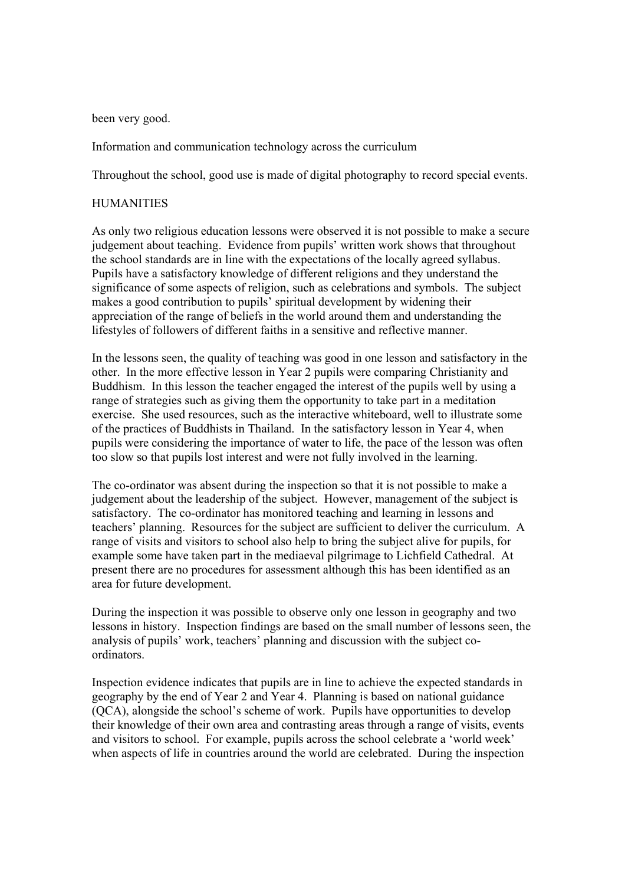been very good.

Information and communication technology across the curriculum

Throughout the school, good use is made of digital photography to record special events.

## HUMANITIES

As only two religious education lessons were observed it is not possible to make a secure judgement about teaching. Evidence from pupils' written work shows that throughout the school standards are in line with the expectations of the locally agreed syllabus. Pupils have a satisfactory knowledge of different religions and they understand the significance of some aspects of religion, such as celebrations and symbols. The subject makes a good contribution to pupils' spiritual development by widening their appreciation of the range of beliefs in the world around them and understanding the lifestyles of followers of different faiths in a sensitive and reflective manner.

In the lessons seen, the quality of teaching was good in one lesson and satisfactory in the other. In the more effective lesson in Year 2 pupils were comparing Christianity and Buddhism. In this lesson the teacher engaged the interest of the pupils well by using a range of strategies such as giving them the opportunity to take part in a meditation exercise. She used resources, such as the interactive whiteboard, well to illustrate some of the practices of Buddhists in Thailand. In the satisfactory lesson in Year 4, when pupils were considering the importance of water to life, the pace of the lesson was often too slow so that pupils lost interest and were not fully involved in the learning.

The co-ordinator was absent during the inspection so that it is not possible to make a judgement about the leadership of the subject. However, management of the subject is satisfactory. The co-ordinator has monitored teaching and learning in lessons and teachers' planning. Resources for the subject are sufficient to deliver the curriculum. A range of visits and visitors to school also help to bring the subject alive for pupils, for example some have taken part in the mediaeval pilgrimage to Lichfield Cathedral. At present there are no procedures for assessment although this has been identified as an area for future development.

During the inspection it was possible to observe only one lesson in geography and two lessons in history. Inspection findings are based on the small number of lessons seen, the analysis of pupils' work, teachers' planning and discussion with the subject co-ordinators.

Inspection evidence indicates that pupils are in line to achieve the expected standards in geography by the end of Year 2 and Year 4. Planning is based on national guidance (QCA), alongside the school's scheme of work. Pupils have opportunities to develop their knowledge of their own area and contrasting areas through a range of visits, events and visitors to school. For example, pupils across the school celebrate a 'world week' when aspects of life in countries around the world are celebrated. During the inspection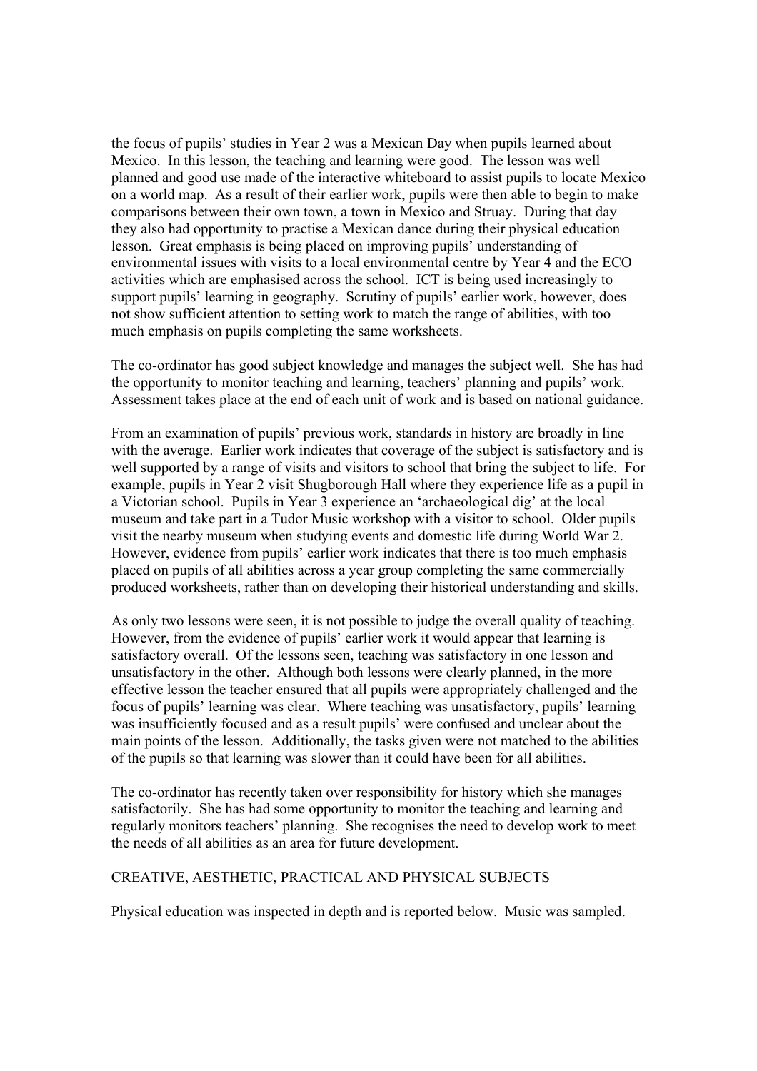the focus of pupils' studies in Year 2 was a Mexican Day when pupils learned about Mexico. In this lesson, the teaching and learning were good. The lesson was well planned and good use made of the interactive whiteboard to assist pupils to locate Mexico on a world map. As a result of their earlier work, pupils were then able to begin to make comparisons between their own town, a town in Mexico and Struay. During that day they also had opportunity to practise a Mexican dance during their physical education lesson. Great emphasis is being placed on improving pupils' understanding of environmental issues with visits to a local environmental centre by Year 4 and the ECO activities which are emphasised across the school. ICT is being used increasingly to support pupils' learning in geography. Scrutiny of pupils' earlier work, however, does not show sufficient attention to setting work to match the range of abilities, with too much emphasis on pupils completing the same worksheets.

The co-ordinator has good subject knowledge and manages the subject well. She has had the opportunity to monitor teaching and learning, teachers' planning and pupils' work. Assessment takes place at the end of each unit of work and is based on national guidance.

From an examination of pupils' previous work, standards in history are broadly in line with the average. Earlier work indicates that coverage of the subject is satisfactory and is well supported by a range of visits and visitors to school that bring the subject to life. For example, pupils in Year 2 visit Shugborough Hall where they experience life as a pupil in a Victorian school. Pupils in Year 3 experience an 'archaeological dig' at the local museum and take part in a Tudor Music workshop with a visitor to school. Older pupils visit the nearby museum when studying events and domestic life during World War 2. However, evidence from pupils' earlier work indicates that there is too much emphasis placed on pupils of all abilities across a year group completing the same commercially produced worksheets, rather than on developing their historical understanding and skills.

As only two lessons were seen, it is not possible to judge the overall quality of teaching. However, from the evidence of pupils' earlier work it would appear that learning is satisfactory overall. Of the lessons seen, teaching was satisfactory in one lesson and unsatisfactory in the other. Although both lessons were clearly planned, in the more effective lesson the teacher ensured that all pupils were appropriately challenged and the focus of pupils' learning was clear. Where teaching was unsatisfactory, pupils' learning was insufficiently focused and as a result pupils' were confused and unclear about the main points of the lesson. Additionally, the tasks given were not matched to the abilities of the pupils so that learning was slower than it could have been for all abilities.

The co-ordinator has recently taken over responsibility for history which she manages satisfactorily. She has had some opportunity to monitor the teaching and learning and regularly monitors teachers' planning. She recognises the need to develop work to meet the needs of all abilities as an area for future development.

## CREATIVE, AESTHETIC, PRACTICAL AND PHYSICAL SUBJECTS

Physical education was inspected in depth and is reported below. Music was sampled.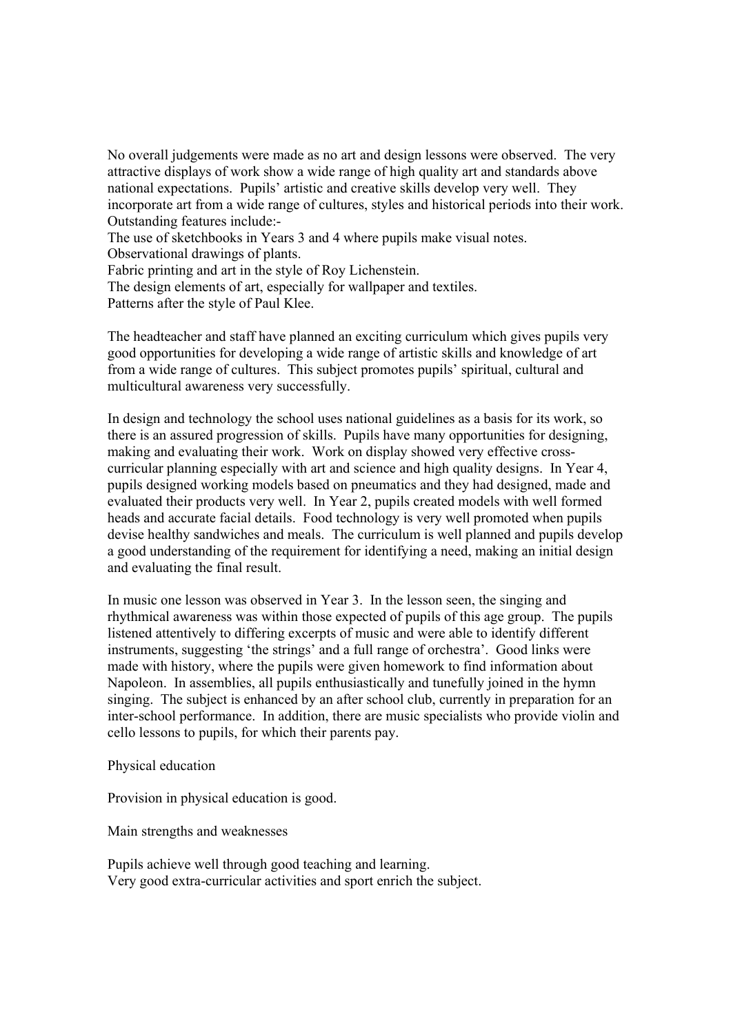No overall judgements were made as no art and design lessons were observed. The very attractive displays of work show a wide range of high quality art and standards above national expectations. Pupils' artistic and creative skills develop very well. They incorporate art from a wide range of cultures, styles and historical periods into their work. Outstanding features include:-

- The use of sketchbooks in Years 3 and 4 where pupils make visual notes.
- Observational drawings of plants.
- Fabric printing and art in the style of Roy Lichenstein.
- The design elements of art, especially for wallpaper and textiles.
- Patterns after the style of Paul Klee.

The headteacher and staff have planned an exciting curriculum which gives pupils very good opportunities for developing a wide range of artistic skills and knowledge of art from a wide range of cultures. This subject promotes pupils' spiritual, cultural and multicultural awareness very successfully.

In design and technology the school uses national guidelines as a basis for its work, so there is an assured progression of skills. Pupils have many opportunities for designing, making and evaluating their work. Work on display showed very effective cross-curricular planning especially with art and science and high quality designs. In Year 4, pupils designed working models based on pneumatics and they had designed, made and evaluated their products very well. In Year 2, pupils created models with well formed heads and accurate facial details. Food technology is very well promoted when pupils devise healthy sandwiches and meals. The curriculum is well planned and pupils develop a good understanding of the requirement for identifying a need, making an initial design and evaluating the final result.

In music one lesson was observed in Year 3. In the lesson seen, the singing and rhythmical awareness was within those expected of pupils of this age group. The pupils listened attentively to differing excerpts of music and were able to identify different instruments, suggesting 'the strings' and a full range of orchestra'. Good links were made with history, where the pupils were given homework to find information about Napoleon. In assemblies, all pupils enthusiastically and tunefully joined in the hymn singing. The subject is enhanced by an after school club, currently in preparation for an inter-school performance. In addition, there are music specialists who provide violin and cello lessons to pupils, for which their parents pay.

## Physical education

Provision in physical education is good.

### Main strengths and weaknesses

- Pupils achieve well through good teaching and learning.
- Very good extra-curricular activities and sport enrich the subject.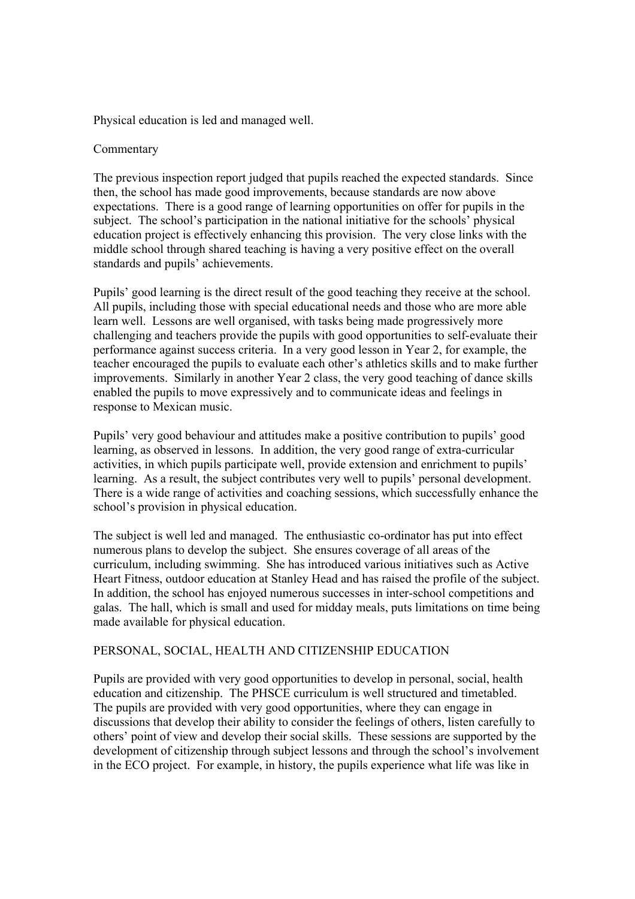Physical education is led and managed well.

Commentary

The previous inspection report judged that pupils reached the expected standards. Since then, the school has made good improvements, because standards are now above expectations. There is a good range of learning opportunities on offer for pupils in the subject. The school's participation in the national initiative for the schools' physical education project is effectively enhancing this provision. The very close links with the middle school through shared teaching is having a very positive effect on the overall standards and pupils' achievements.

Pupils' good learning is the direct result of the good teaching they receive at the school. All pupils, including those with special educational needs and those who are more able learn well. Lessons are well organised, with tasks being made progressively more challenging and teachers provide the pupils with good opportunities to self-evaluate their performance against success criteria. In a very good lesson in Year 2, for example, the teacher encouraged the pupils to evaluate each other's athletics skills and to make further improvements. Similarly in another Year 2 class, the very good teaching of dance skills enabled the pupils to move expressively and to communicate ideas and feelings in response to Mexican music.

Pupils' very good behaviour and attitudes make a positive contribution to pupils' good learning, as observed in lessons. In addition, the very good range of extra-curricular activities, in which pupils participate well, provide extension and enrichment to pupils' learning. As a result, the subject contributes very well to pupils' personal development. There is a wide range of activities and coaching sessions, which successfully enhance the school's provision in physical education.

The subject is well led and managed. The enthusiastic co-ordinator has put into effect numerous plans to develop the subject. She ensures coverage of all areas of the curriculum, including swimming. She has introduced various initiatives such as Active Heart Fitness, outdoor education at Stanley Head and has raised the profile of the subject. In addition, the school has enjoyed numerous successes in inter-school competitions and galas. The hall, which is small and used for midday meals, puts limitations on time being made available for physical education.

## PERSONAL, SOCIAL, HEALTH AND CITIZENSHIP EDUCATION

Pupils are provided with very good opportunities to develop in personal, social, health education and citizenship. The PHSCE curriculum is well structured and timetabled. The pupils are provided with very good opportunities, where they can engage in discussions that develop their ability to consider the feelings of others, listen carefully to others' point of view and develop their social skills. These sessions are supported by the development of citizenship through subject lessons and through the school's involvement in the ECO project. For example, in history, the pupils experience what life was like in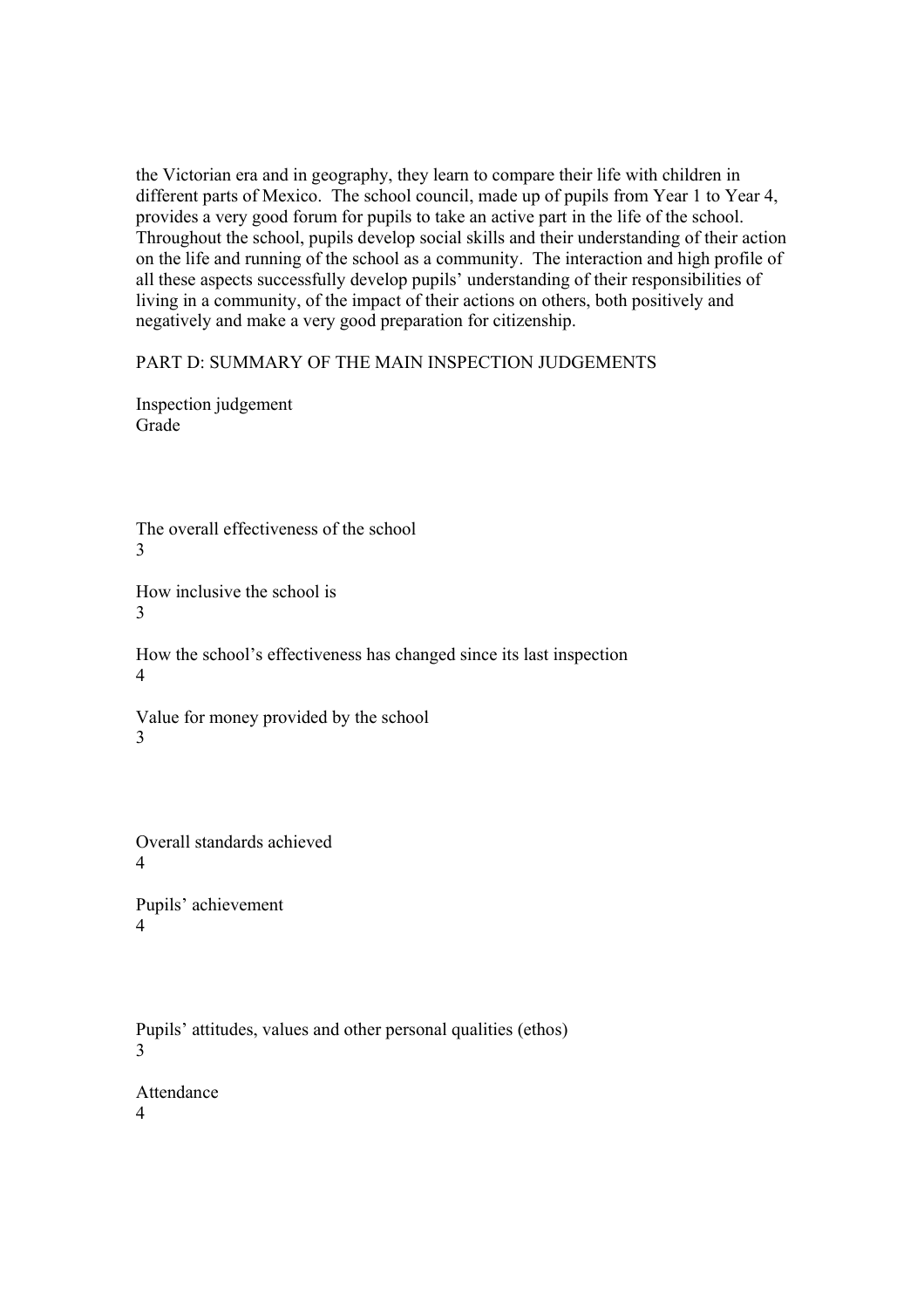the Victorian era and in geography, they learn to compare their life with children in different parts of Mexico. The school council, made up of pupils from Year 1 to Year 4, provides a very good forum for pupils to take an active part in the life of the school. Throughout the school, pupils develop social skills and their understanding of their action on the life and running of the school as a community. The interaction and high profile of all these aspects successfully develop pupils' understanding of their responsibilities of living in a community, of the impact of their actions on others, both positively and negatively and make a very good preparation for citizenship.

## PART D: SUMMARY OF THE MAIN INSPECTION JUDGEMENTS

| Inspection judgement | Grade |
| --- | --- |
| The overall effectiveness of the school | 3 |
| How inclusive the school is | 3 |
| How the school's effectiveness has changed since its last inspection | 4 |
| Value for money provided by the school | 3 |
| Overall standards achieved | 4 |
| Pupils' achievement | 4 |
| Pupils' attitudes, values and other personal qualities (ethos) | 3 |
| Attendance | 4 |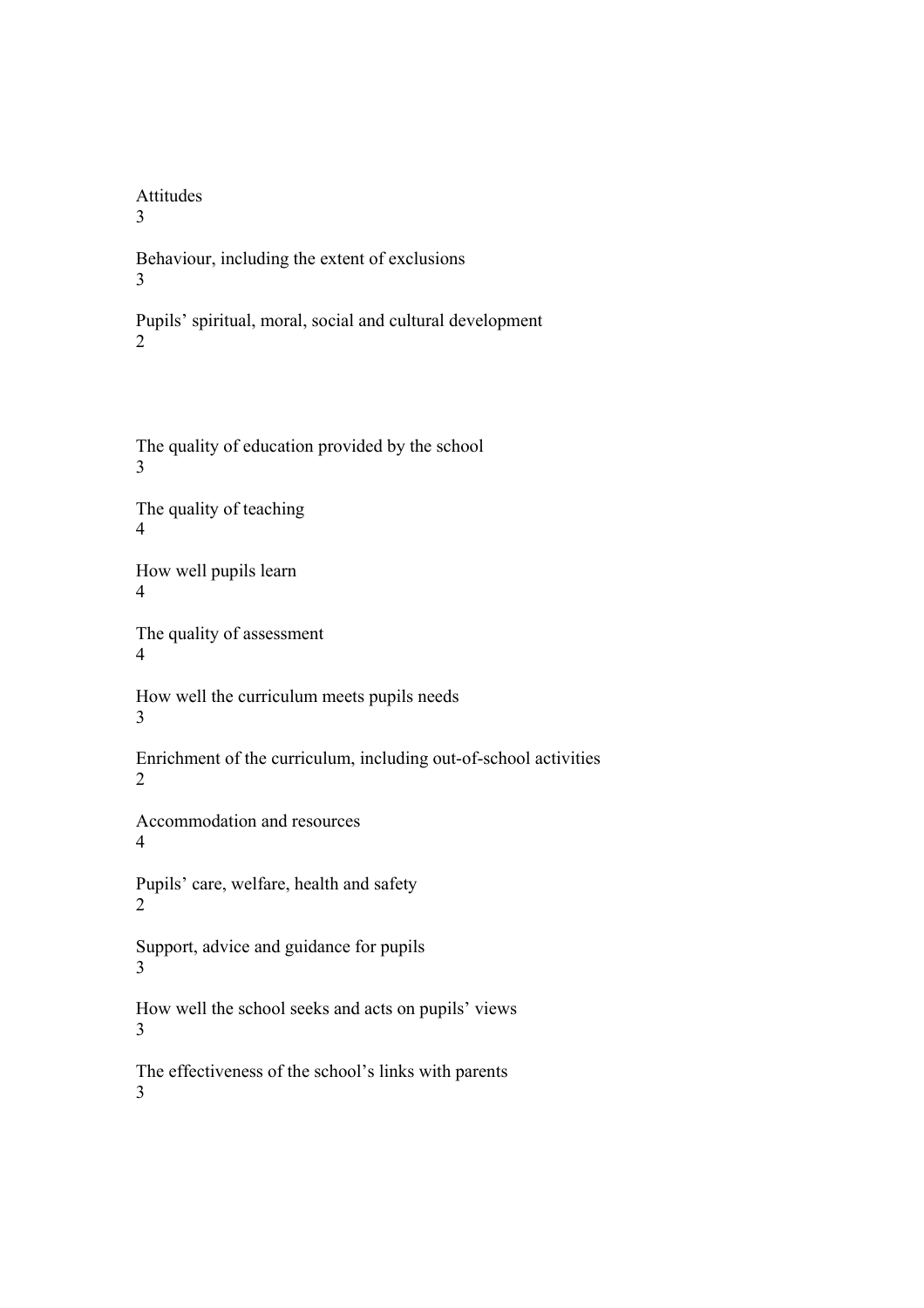Attitudes
3

Behaviour, including the extent of exclusions
3

Pupils' spiritual, moral, social and cultural development
2

The quality of education provided by the school
3

The quality of teaching
4

How well pupils learn
4

The quality of assessment
4

How well the curriculum meets pupils needs
3

Enrichment of the curriculum, including out-of-school activities
2

Accommodation and resources
4

Pupils' care, welfare, health and safety
2

Support, advice and guidance for pupils
3

How well the school seeks and acts on pupils' views
3

The effectiveness of the school's links with parents
3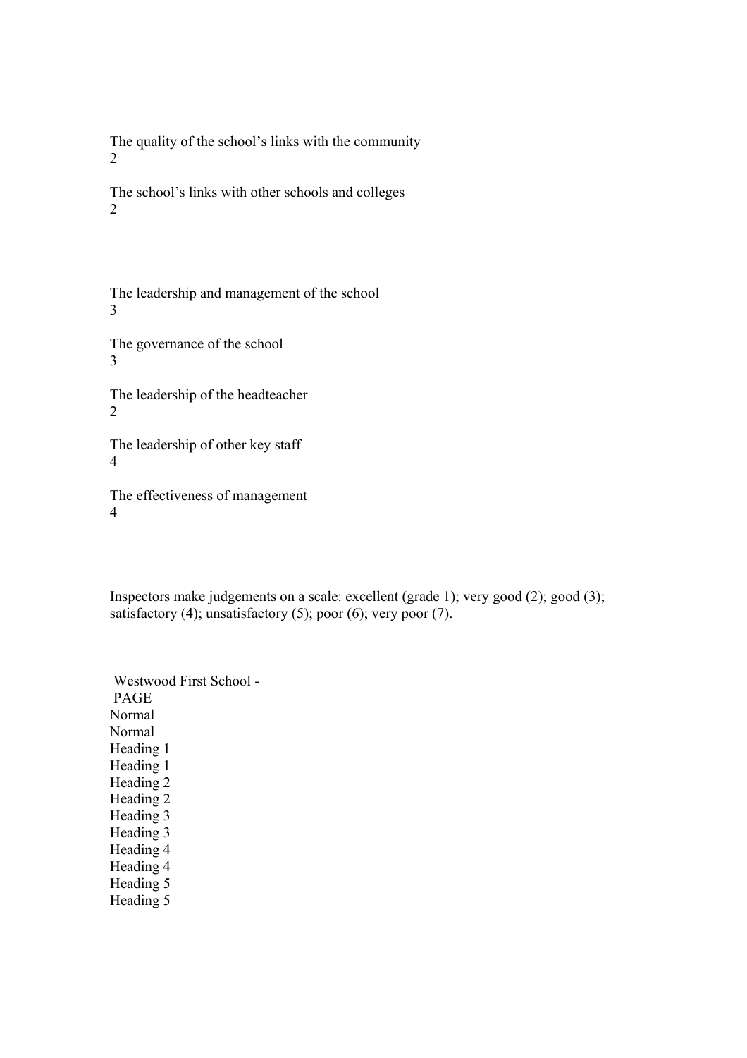| | |
|---|---|
| The quality of the school’s links with the community | 2 |
| The school’s links with other schools and colleges | 2 |

| | |
|---|---|
| The leadership and management of the school | 3 |
| The governance of the school | 3 |
| The leadership of the headteacher | 2 |
| The leadership of other key staff | 4 |
| The effectiveness of management | 4 |

Inspectors make judgements on a scale: excellent (grade 1); very good (2); good (3); satisfactory (4); unsatisfactory (5); poor (6); very poor (7).

Normal
Normal
Heading 1
Heading 1
Heading 2
Heading 2
Heading 3
Heading 3
Heading 4
Heading 4
Heading 5
Heading 5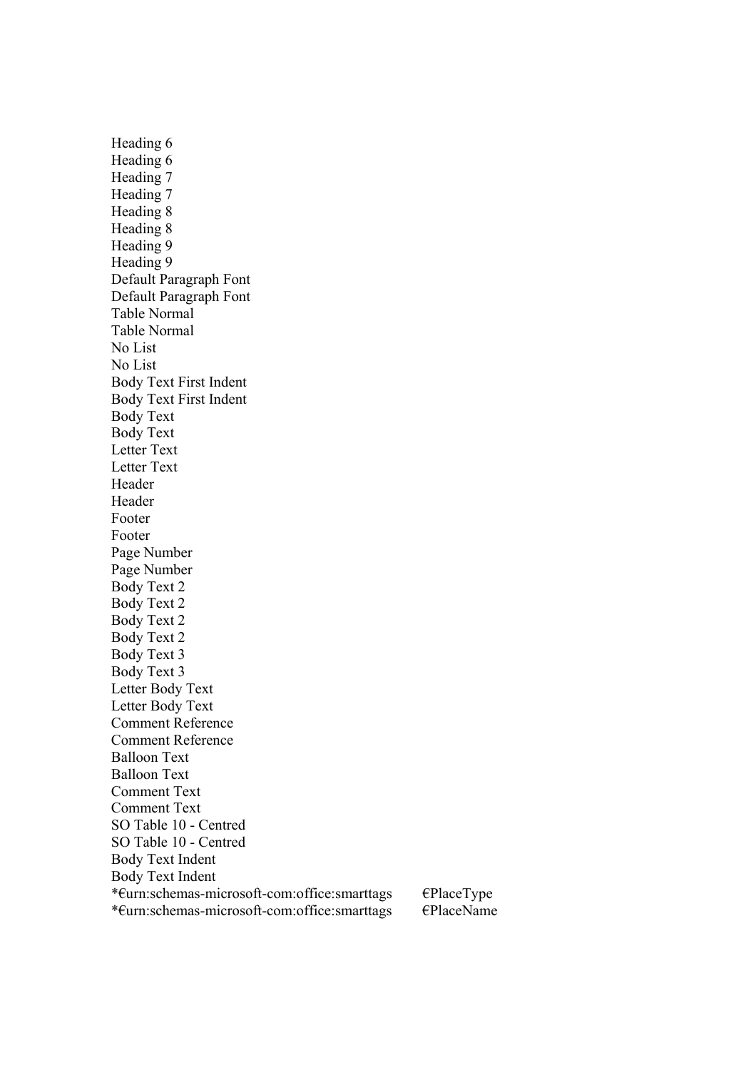Heading 6
Heading 6
Heading 7
Heading 7
Heading 8
Heading 8
Heading 9
Heading 9
Default Paragraph Font
Default Paragraph Font
Table Normal
Table Normal
No List
No List
Body Text First Indent
Body Text First Indent
Body Text
Body Text
Letter Text
Letter Text
Header
Header
Footer
Footer
Page Number
Page Number
Body Text 2
Body Text 2
Body Text 2
Body Text 2
Body Text 3
Body Text 3
Letter Body Text
Letter Body Text
Comment Reference
Comment Reference
Balloon Text
Balloon Text
Comment Text
Comment Text
SO Table 10 - Centred
SO Table 10 - Centred
Body Text Indent
Body Text Indent
*€urn:schemas-microsoft-com:office:smarttags €PlaceType
*€urn:schemas-microsoft-com:office:smarttags €PlaceName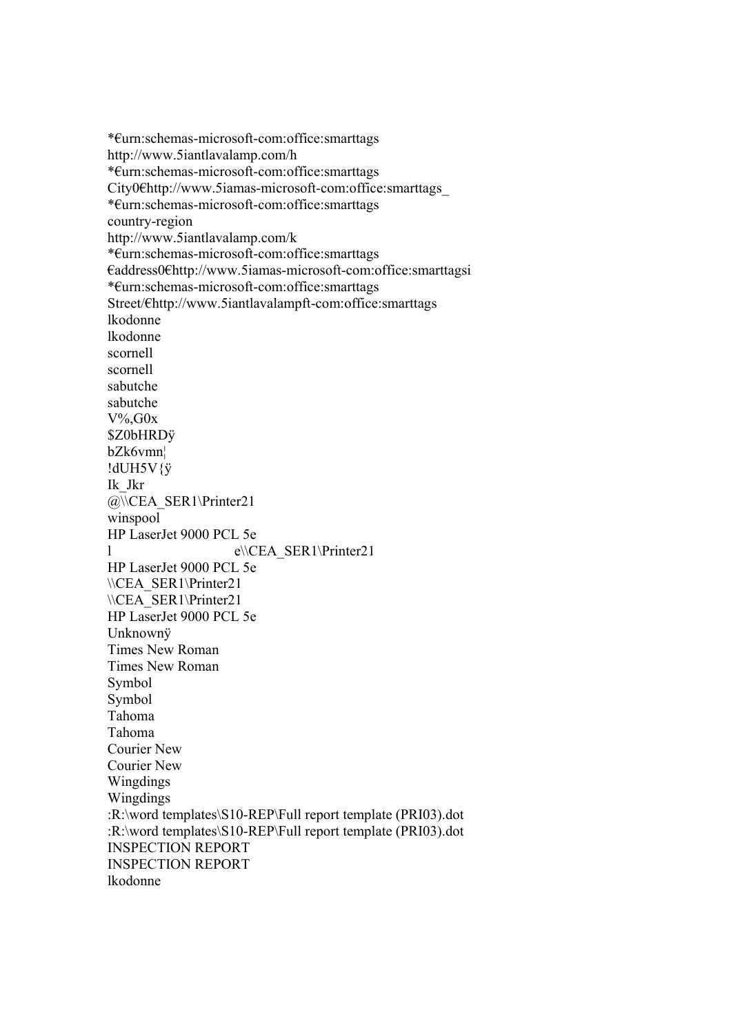*€urn:schemas-microsoft-com:office:smarttags
http://www.5iantlavalamp.com/h
*€urn:schemas-microsoft-com:office:smarttags
City0€http://www.5iamas-microsoft-com:office:smarttags_
*€urn:schemas-microsoft-com:office:smarttags
country-region
http://www.5iantlavalamp.com/k
*€urn:schemas-microsoft-com:office:smarttags
€address0€http://www.5iamas-microsoft-com:office:smarttagsi
*€urn:schemas-microsoft-com:office:smarttags
Street/€http://www.5iantlavalampft-com:office:smarttags
lkodonne
lkodonne
scornell
scornell
sabutche
sabutche
V%,G0x
$Z0bHRDÿ
bZk6vmn¦
!dUH5V{ÿ
Ik_Jkr
@\\CEA_SER1\Printer21
winspool
HP LaserJet 9000 PCL 5e
l e\\CEA_SER1\Printer21
HP LaserJet 9000 PCL 5e
\\CEA_SER1\Printer21
\\CEA_SER1\Printer21
HP LaserJet 9000 PCL 5e
Unknownÿ
Times New Roman
Times New Roman
Symbol
Symbol
Tahoma
Tahoma
Courier New
Courier New
Wingdings
Wingdings
:R:\word templates\S10-REP\Full report template (PRI03).dot
:R:\word templates\S10-REP\Full report template (PRI03).dot
INSPECTION REPORT
INSPECTION REPORT
lkodonne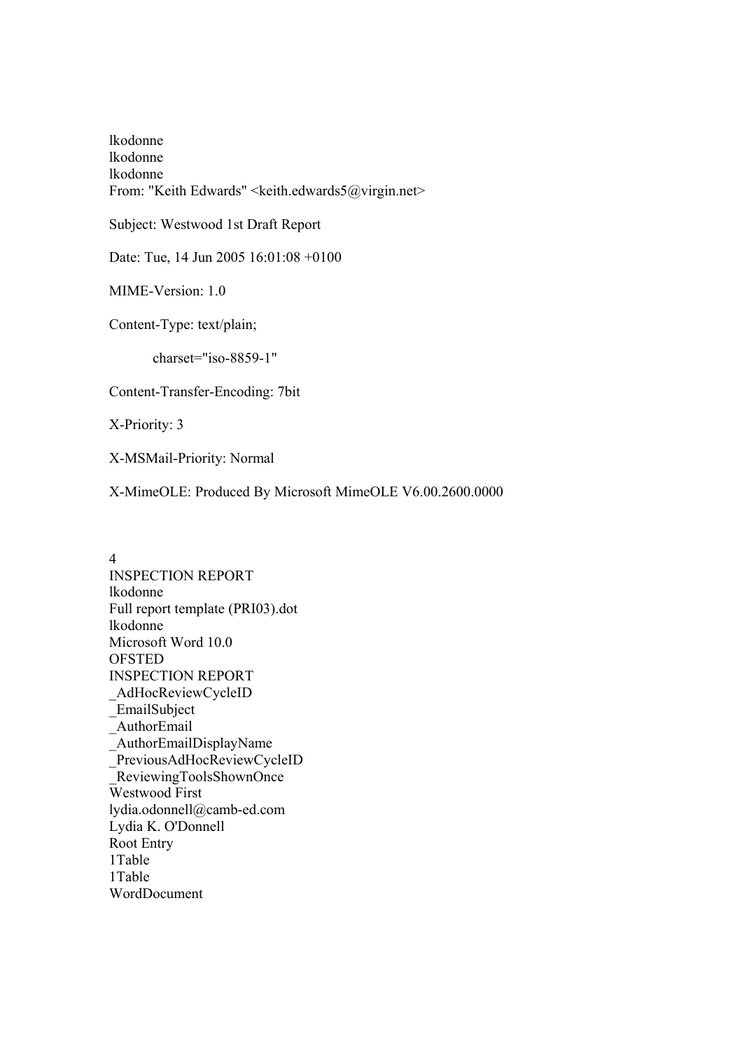lkodonne
lkodonne
lkodonne
From: "Keith Edwards" <keith.edwards5@virgin.net>

Subject: Westwood 1st Draft Report

Date: Tue, 14 Jun 2005 16:01:08 +0100

MIME-Version: 1.0

Content-Type: text/plain;

charset="iso-8859-1"

Content-Transfer-Encoding: 7bit

X-Priority: 3

X-MSMail-Priority: Normal

X-MimeOLE: Produced By Microsoft MimeOLE V6.00.2600.0000

4
INSPECTION REPORT
lkodonne
Full report template (PRI03).dot
lkodonne
Microsoft Word 10.0
OFSTED
INSPECTION REPORT
_AdHocReviewCycleID
_EmailSubject
_AuthorEmail
_AuthorEmailDisplayName
_PreviousAdHocReviewCycleID
_ReviewingToolsShownOnce
Westwood First
lydia.odonnell@camb-ed.com
Lydia K. O'Donnell
Root Entry
1Table
1Table
WordDocument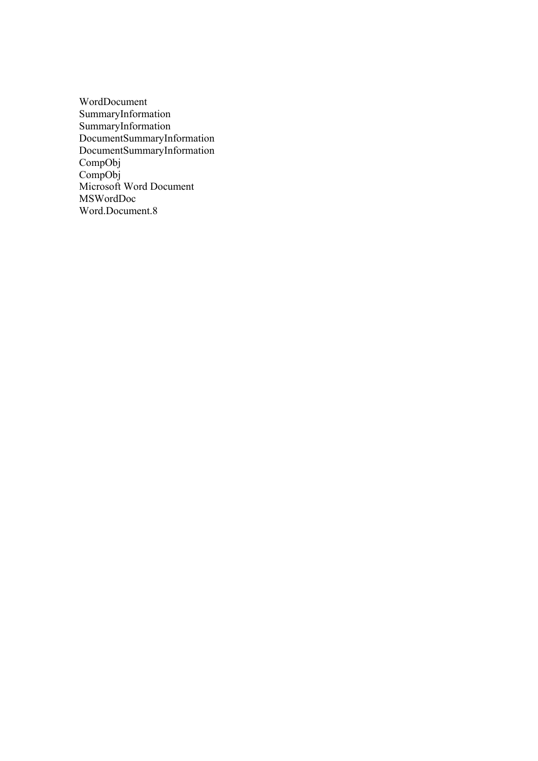WordDocument
SummaryInformation
SummaryInformation
DocumentSummaryInformation
DocumentSummaryInformation
CompObj
CompObj
Microsoft Word Document
MSWordDoc
Word.Document.8